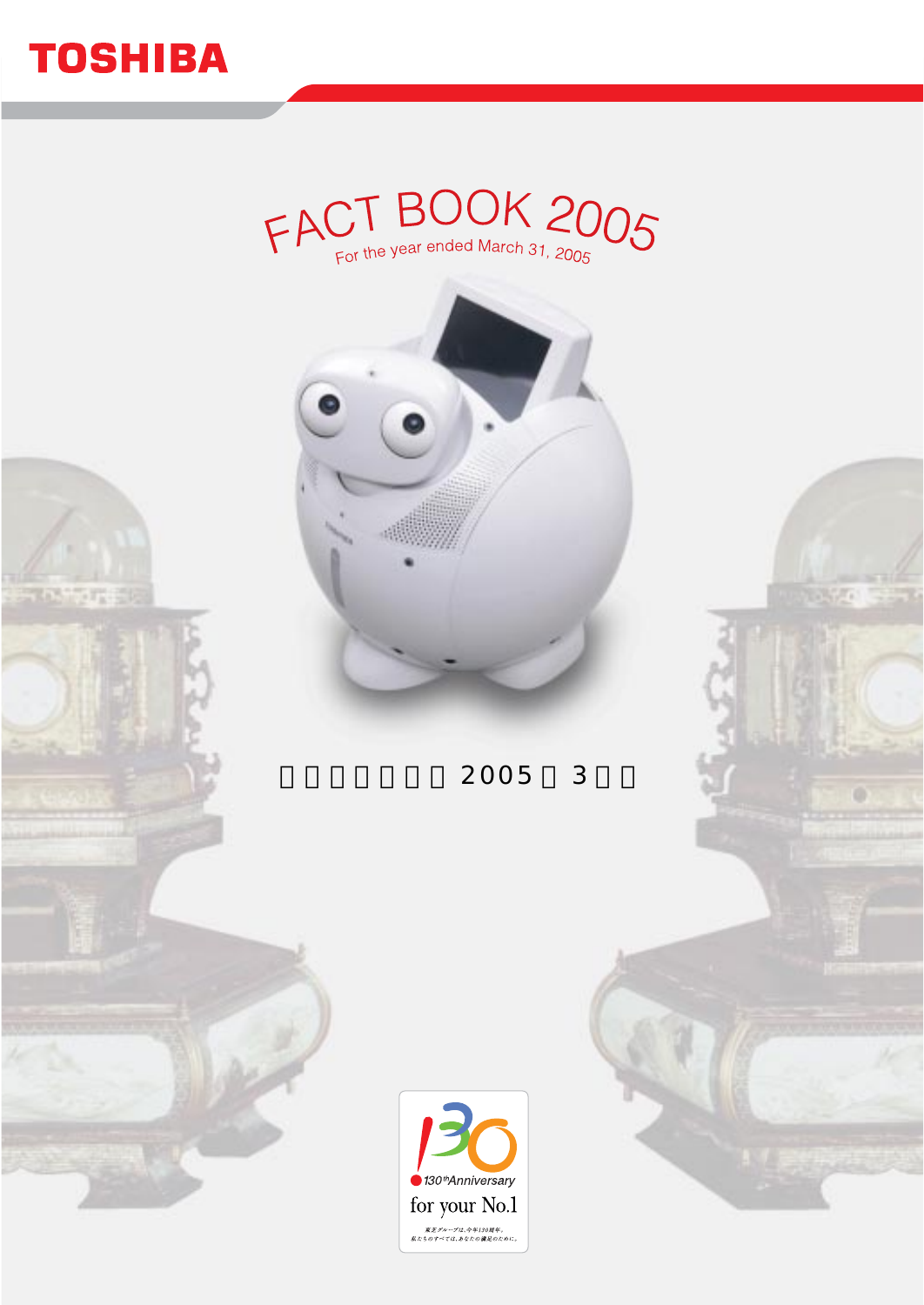TOSHIBA

# FACT BOOK 2005

For the year ended March 31, 2005

□□□□□□□ 2005□ 3□□

130th Anniversary

for your No.1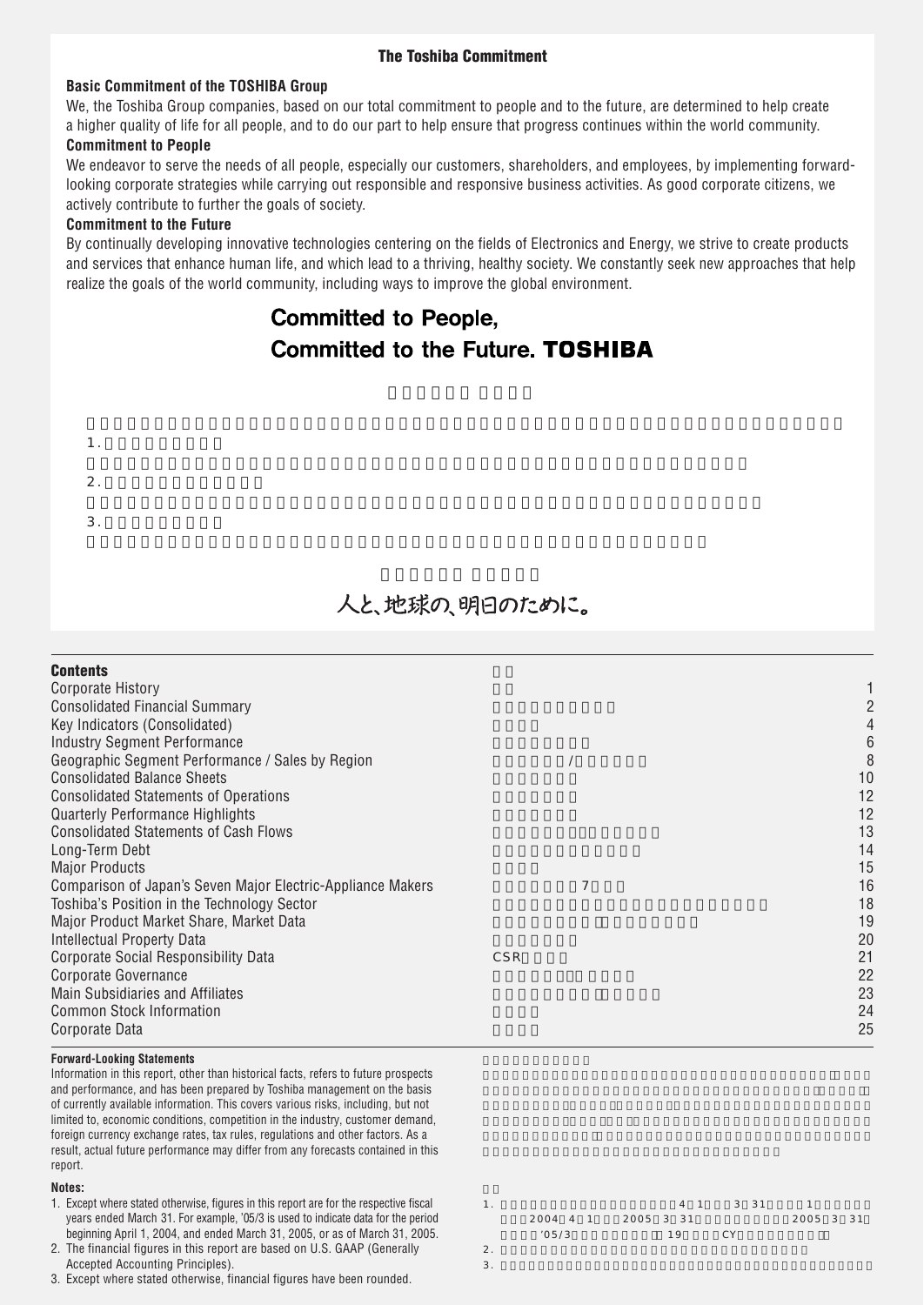## The Toshiba Commitment

### Basic Commitment of the TOSHIBA Group

We, the Toshiba Group companies, based on our total commitment to people and to the future, are determined to help create a higher quality of life for all people, and to do our part to help ensure that progress continues within the world community.

### Commitment to People

We endeavor to serve the needs of all people, especially our customers, shareholders, and employees, by implementing forward-looking corporate strategies while carrying out responsible and responsive business activities. As good corporate citizens, we actively contribute to further the goals of society.

### Commitment to the Future

By continually developing innovative technologies centering on the fields of Electronics and Energy, we strive to create products and services that enhance human life, and which lead to a thriving, healthy society. We constantly seek new approaches that help realize the goals of the world community, including ways to improve the global environment.

**Committed to People, Committed to the Future. TOSHIBA**

1.

2.

3.

人と、地球の、明日のために。

## Contents

| | | |
|---|---|---|
| Corporate History | | 1 |
| Consolidated Financial Summary | | 2 |
| Key Indicators (Consolidated) | | 4 |
| Industry Segment Performance | | 6 |
| Geographic Segment Performance / Sales by Region | / | 8 |
| Consolidated Balance Sheets | | 10 |
| Consolidated Statements of Operations | | 12 |
| Quarterly Performance Highlights | | 12 |
| Consolidated Statements of Cash Flows | | 13 |
| Long-Term Debt | | 14 |
| Major Products | | 15 |
| Comparison of Japan's Seven Major Electric-Appliance Makers | 7 | 16 |
| Toshiba's Position in the Technology Sector | | 18 |
| Major Product Market Share, Market Data | | 19 |
| Intellectual Property Data | | 20 |
| Corporate Social Responsibility Data | CSR | 21 |
| Corporate Governance | | 22 |
| Main Subsidiaries and Affiliates | | 23 |
| Common Stock Information | | 24 |
| Corporate Data | | 25 |

**Forward-Looking Statements**

Information in this report, other than historical facts, refers to future prospects and performance, and has been prepared by Toshiba management on the basis of currently available information. This covers various risks, including, but not limited to, economic conditions, competition in the industry, customer demand, foreign currency exchange rates, tax rules, regulations and other factors. As a result, actual future performance may differ from any forecasts contained in this report.

**Notes:**

1. Except where stated otherwise, figures in this report are for the respective fiscal years ended March 31. For example, '05/3 is used to indicate data for the period beginning April 1, 2004, and ended March 31, 2005, or as of March 31, 2005.
2. The financial figures in this report are based on U.S. GAAP (Generally Accepted Accounting Principles).
3. Except where stated otherwise, financial figures have been rounded.

1. 4 1 3 31 1 2004 4 1 2005 3 31 2005 3 31 '05/3 19 CY
2.
3.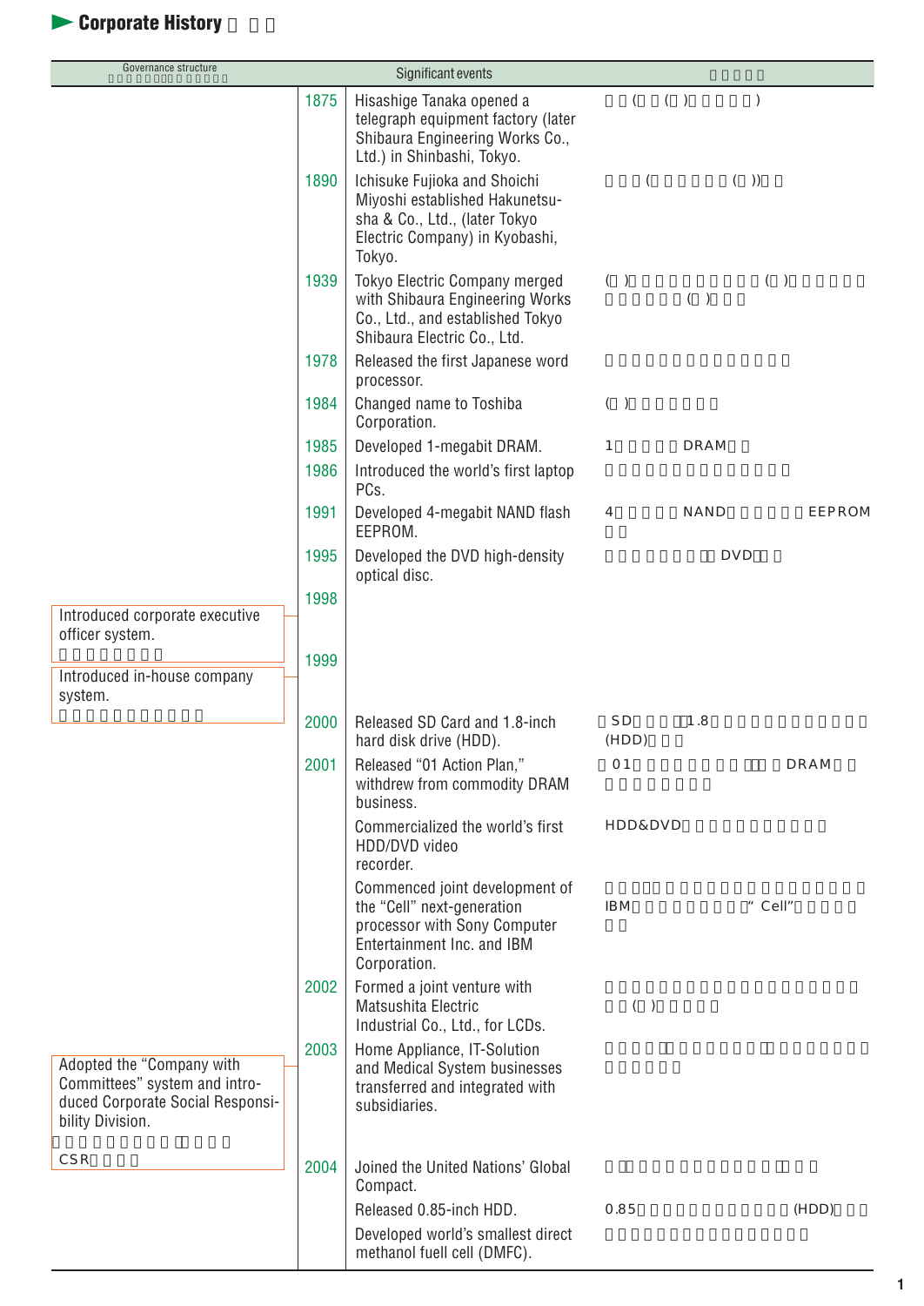# Corporate History

| Governance structure | Year | Significant events |
|---|---|---|
| | 1875 | Hisashige Tanaka opened a telegraph equipment factory (later Shibaura Engineering Works Co., Ltd.) in Shinbashi, Tokyo. |
| | 1890 | Ichisuke Fujioka and Shoichi Miyoshi established Hakunetsusha & Co., Ltd., (later Tokyo Electric Company) in Kyobashi, Tokyo. |
| | 1939 | Tokyo Electric Company merged with Shibaura Engineering Works Co., Ltd., and established Tokyo Shibaura Electric Co., Ltd. |
| | 1978 | Released the first Japanese word processor. |
| | 1984 | Changed name to Toshiba Corporation. |
| | 1985 | Developed 1-megabit DRAM. |
| | 1986 | Introduced the world's first laptop PCs. |
| | 1991 | Developed 4-megabit NAND flash EEPROM. |
| | 1995 | Developed the DVD high-density optical disc. |
| Introduced corporate executive officer system. | 1998 | |
| Introduced in-house company system. | 1999 | |
| | 2000 | Released SD Card and 1.8-inch hard disk drive (HDD). |
| | 2001 | Released "01 Action Plan," withdrew from commodity DRAM business. |
| | | Commercialized the world's first HDD/DVD video recorder. |
| | | Commenced joint development of the "Cell" next-generation processor with Sony Computer Entertainment Inc. and IBM Corporation. |
| | 2002 | Formed a joint venture with Matsushita Electric Industrial Co., Ltd., for LCDs. |
| Adopted the "Company with Committees" system and introduced Corporate Social Responsibility Division. | 2003 | Home Appliance, IT-Solution and Medical System businesses transferred and integrated with subsidiaries. |
| | 2004 | Joined the United Nations' Global Compact. |
| | | Released 0.85-inch HDD. |
| | | Developed world's smallest direct methanol fuell cell (DMFC). |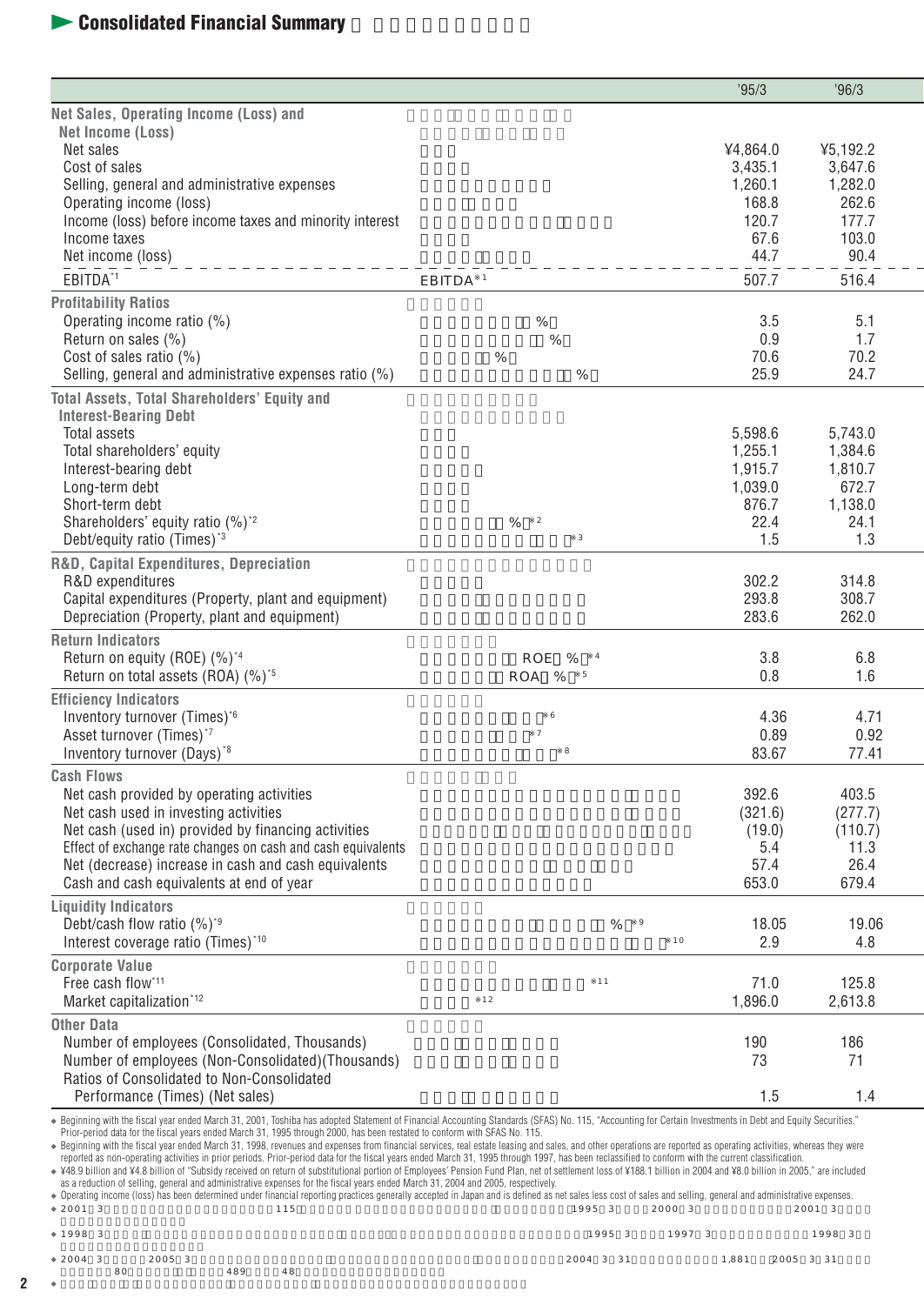# Consolidated Financial Summary

| | | '95/3 | '96/3 |
|---|---|---|---|
| **Net Sales, Operating Income (Loss) and Net Income (Loss)** | | | |
| Net sales | | ¥4,864.0 | ¥5,192.2 |
| Cost of sales | | 3,435.1 | 3,647.6 |
| Selling, general and administrative expenses | | 1,260.1 | 1,282.0 |
| Operating income (loss) | | 168.8 | 262.6 |
| Income (loss) before income taxes and minority interest | | 120.7 | 177.7 |
| Income taxes | | 67.6 | 103.0 |
| Net income (loss) | | 44.7 | 90.4 |
| EBITDA*1 | EBITDA*1 | 507.7 | 516.4 |
| **Profitability Ratios** | | | |
| Operating income ratio (%) | % | 3.5 | 5.1 |
| Return on sales (%) | % | 0.9 | 1.7 |
| Cost of sales ratio (%) | % | 70.6 | 70.2 |
| Selling, general and administrative expenses ratio (%) | % | 25.9 | 24.7 |
| **Total Assets, Total Shareholders' Equity and Interest-Bearing Debt** | | | |
| Total assets | | 5,598.6 | 5,743.0 |
| Total shareholders' equity | | 1,255.1 | 1,384.6 |
| Interest-bearing debt | | 1,915.7 | 1,810.7 |
| Long-term debt | | 1,039.0 | 672.7 |
| Short-term debt | | 876.7 | 1,138.0 |
| Shareholders' equity ratio (%)*2 | % *2 | 22.4 | 24.1 |
| Debt/equity ratio (Times)*3 | *3 | 1.5 | 1.3 |
| **R&D, Capital Expenditures, Depreciation** | | | |
| R&D expenditures | | 302.2 | 314.8 |
| Capital expenditures (Property, plant and equipment) | | 293.8 | 308.7 |
| Depreciation (Property, plant and equipment) | | 283.6 | 262.0 |
| **Return Indicators** | | | |
| Return on equity (ROE) (%)*4 | ROE % *4 | 3.8 | 6.8 |
| Return on total assets (ROA) (%)*5 | ROA % *5 | 0.8 | 1.6 |
| **Efficiency Indicators** | | | |
| Inventory turnover (Times)*6 | *6 | 4.36 | 4.71 |
| Asset turnover (Times)*7 | *7 | 0.89 | 0.92 |
| Inventory turnover (Days)*8 | *8 | 83.67 | 77.41 |
| **Cash Flows** | | | |
| Net cash provided by operating activities | | 392.6 | 403.5 |
| Net cash used in investing activities | | (321.6) | (277.7) |
| Net cash (used in) provided by financing activities | | (19.0) | (110.7) |
| Effect of exchange rate changes on cash and cash equivalents | | 5.4 | 11.3 |
| Net (decrease) increase in cash and cash equivalents | | 57.4 | 26.4 |
| Cash and cash equivalents at end of year | | 653.0 | 679.4 |
| **Liquidity Indicators** | | | |
| Debt/cash flow ratio (%)*9 | % *9 | 18.05 | 19.06 |
| Interest coverage ratio (Times)*10 | *10 | 2.9 | 4.8 |
| **Corporate Value** | | | |
| Free cash flow*11 | *11 | 71.0 | 125.8 |
| Market capitalization*12 | *12 | 1,896.0 | 2,613.8 |
| **Other Data** | | | |
| Number of employees (Consolidated, Thousands) | | 190 | 186 |
| Number of employees (Non-Consolidated)(Thousands) | | 73 | 71 |
| Ratios of Consolidated to Non-Consolidated Performance (Times) (Net sales) | | 1.5 | 1.4 |

- Beginning with the fiscal year ended March 31, 2001, Toshiba has adopted Statement of Financial Accounting Standards (SFAS) No. 115, "Accounting for Certain Investments in Debt and Equity Securities." Prior-period data for the fiscal years ended March 31, 1995 through 2000, has been restated to conform with SFAS No. 115.
- Beginning with the fiscal year ended March 31, 1998, revenues and expenses from financial services, real estate leasing and sales, and other operations are reported as operating activities, whereas they were reported as non-operating activities in prior periods. Prior-period data for the fiscal years ended March 31, 1995 through 1997, has been reclassified to conform with the current classification.
- ¥48.9 billion and ¥4.8 billion of "Subsidy received on return of substitutional portion of Employees' Pension Fund Plan, net of settlement loss of ¥188.1 billion in 2004 and ¥8.0 billion in 2005," are included as a reduction of selling, general and administrative expenses for the fiscal years ended March 31, 2004 and 2005, respectively.
- Operating income (loss) has been determined under financial reporting practices generally accepted in Japan and is defined as net sales less cost of sales and selling, general and administrative expenses.
- 2001 3 115 1995 3 2000 3 2001 3
- 1998 3 1995 3 1997 3 1998 3
- 2004 3 2005 3 2004 3 31 1,881 2005 3 31 80 489 48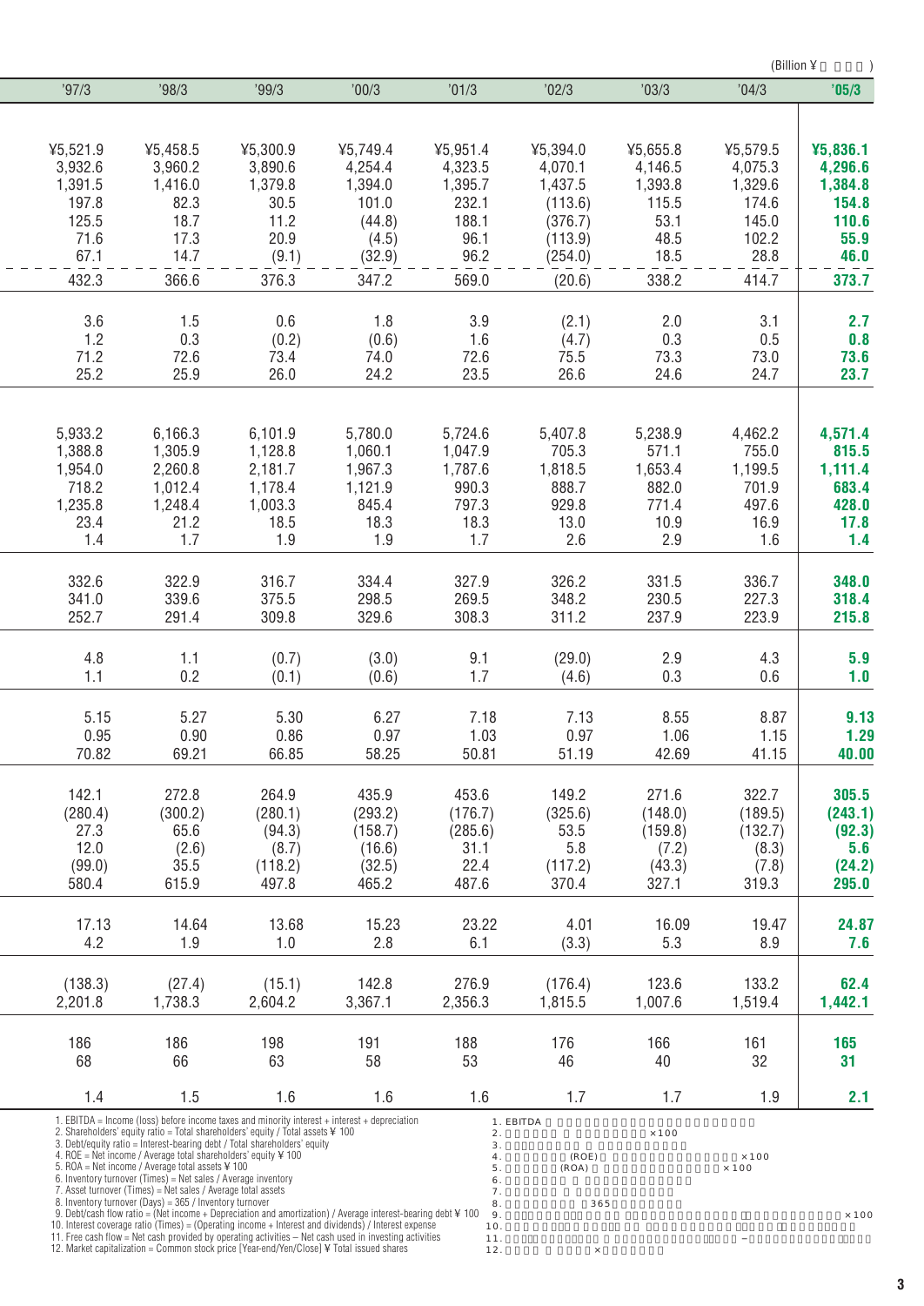(Billion ¥ )

| '97/3 | '98/3 | '99/3 | '00/3 | '01/3 | '02/3 | '03/3 | '04/3 | **'05/3** |
|---|---|---|---|---|---|---|---|---|
| ¥5,521.9 | ¥5,458.5 | ¥5,300.9 | ¥5,749.4 | ¥5,951.4 | ¥5,394.0 | ¥5,655.8 | ¥5,579.5 | **¥5,836.1** |
| 3,932.6 | 3,960.2 | 3,890.6 | 4,254.4 | 4,323.5 | 4,070.1 | 4,146.5 | 4,075.3 | **4,296.6** |
| 1,391.5 | 1,416.0 | 1,379.8 | 1,394.0 | 1,395.7 | 1,437.5 | 1,393.8 | 1,329.6 | **1,384.8** |
| 197.8 | 82.3 | 30.5 | 101.0 | 232.1 | (113.6) | 115.5 | 174.6 | **154.8** |
| 125.5 | 18.7 | 11.2 | (44.8) | 188.1 | (376.7) | 53.1 | 145.0 | **110.6** |
| 71.6 | 17.3 | 20.9 | (4.5) | 96.1 | (113.9) | 48.5 | 102.2 | **55.9** |
| 67.1 | 14.7 | (9.1) | (32.9) | 96.2 | (254.0) | 18.5 | 28.8 | **46.0** |
| 432.3 | 366.6 | 376.3 | 347.2 | 569.0 | (20.6) | 338.2 | 414.7 | **373.7** |
| 3.6 | 1.5 | 0.6 | 1.8 | 3.9 | (2.1) | 2.0 | 3.1 | **2.7** |
| 1.2 | 0.3 | (0.2) | (0.6) | 1.6 | (4.7) | 0.3 | 0.5 | **0.8** |
| 71.2 | 72.6 | 73.4 | 74.0 | 72.6 | 75.5 | 73.3 | 73.0 | **73.6** |
| 25.2 | 25.9 | 26.0 | 24.2 | 23.5 | 26.6 | 24.6 | 24.7 | **23.7** |
| 5,933.2 | 6,166.3 | 6,101.9 | 5,780.0 | 5,724.6 | 5,407.8 | 5,238.9 | 4,462.2 | **4,571.4** |
| 1,388.8 | 1,305.9 | 1,128.8 | 1,060.1 | 1,047.9 | 705.3 | 571.1 | 755.0 | **815.5** |
| 1,954.0 | 2,260.8 | 2,181.7 | 1,967.3 | 1,787.6 | 1,818.5 | 1,653.4 | 1,199.5 | **1,111.4** |
| 718.2 | 1,012.4 | 1,178.4 | 1,121.9 | 990.3 | 888.7 | 882.0 | 701.9 | **683.4** |
| 1,235.8 | 1,248.4 | 1,003.3 | 845.4 | 797.3 | 929.8 | 771.4 | 497.6 | **428.0** |
| 23.4 | 21.2 | 18.5 | 18.3 | 18.3 | 13.0 | 10.9 | 16.9 | **17.8** |
| 1.4 | 1.7 | 1.9 | 1.9 | 1.7 | 2.6 | 2.9 | 1.6 | **1.4** |
| 332.6 | 322.9 | 316.7 | 334.4 | 327.9 | 326.2 | 331.5 | 336.7 | **348.0** |
| 341.0 | 339.6 | 375.5 | 298.5 | 269.5 | 348.2 | 230.5 | 227.3 | **318.4** |
| 252.7 | 291.4 | 309.8 | 329.6 | 308.3 | 311.2 | 237.9 | 223.9 | **215.8** |
| 4.8 | 1.1 | (0.7) | (3.0) | 9.1 | (29.0) | 2.9 | 4.3 | **5.9** |
| 1.1 | 0.2 | (0.1) | (0.6) | 1.7 | (4.6) | 0.3 | 0.6 | **1.0** |
| 5.15 | 5.27 | 5.30 | 6.27 | 7.18 | 7.13 | 8.55 | 8.87 | **9.13** |
| 0.95 | 0.90 | 0.86 | 0.97 | 1.03 | 0.97 | 1.06 | 1.15 | **1.29** |
| 70.82 | 69.21 | 66.85 | 58.25 | 50.81 | 51.19 | 42.69 | 41.15 | **40.00** |
| 142.1 | 272.8 | 264.9 | 435.9 | 453.6 | 149.2 | 271.6 | 322.7 | **305.5** |
| (280.4) | (300.2) | (280.1) | (293.2) | (176.7) | (325.6) | (148.0) | (189.5) | **(243.1)** |
| 27.3 | 65.6 | (94.3) | (158.7) | (285.6) | 53.5 | (159.8) | (132.7) | **(92.3)** |
| 12.0 | (2.6) | (8.7) | (16.6) | 31.1 | 5.8 | (7.2) | (8.3) | **5.6** |
| (99.0) | 35.5 | (118.2) | (32.5) | 22.4 | (117.2) | (43.3) | (7.8) | **(24.2)** |
| 580.4 | 615.9 | 497.8 | 465.2 | 487.6 | 370.4 | 327.1 | 319.3 | **295.0** |
| 17.13 | 14.64 | 13.68 | 15.23 | 23.22 | 4.01 | 16.09 | 19.47 | **24.87** |
| 4.2 | 1.9 | 1.0 | 2.8 | 6.1 | (3.3) | 5.3 | 8.9 | **7.6** |
| (138.3) | (27.4) | (15.1) | 142.8 | 276.9 | (176.4) | 123.6 | 133.2 | **62.4** |
| 2,201.8 | 1,738.3 | 2,604.2 | 3,367.1 | 2,356.3 | 1,815.5 | 1,007.6 | 1,519.4 | **1,442.1** |
| 186 | 186 | 198 | 191 | 188 | 176 | 166 | 161 | **165** |
| 68 | 66 | 63 | 58 | 53 | 46 | 40 | 32 | **31** |
| 1.4 | 1.5 | 1.6 | 1.6 | 1.6 | 1.7 | 1.7 | 1.9 | **2.1** |

1. EBITDA = Income (loss) before income taxes and minority interest + interest + depreciation
2. Shareholders' equity ratio = Total shareholders' equity / Total assets ¥ 100
3. Debt/equity ratio = Interest-bearing debt / Total shareholders' equity
4. ROE = Net income / Average total shareholders' equity ¥ 100
5. ROA = Net income / Average total assets ¥ 100
6. Inventory turnover (Times) = Net sales / Average inventory
7. Asset turnover (Times) = Net sales / Average total assets
8. Inventory turnover (Days) = 365 / Inventory turnover
9. Debt/cash flow ratio = (Net income + Depreciation and amortization) / Average interest-bearing debt ¥ 100
10. Interest coverage ratio (Times) = (Operating income + Interest and dividends) / Interest expense
11. Free cash flow = Net cash provided by operating activities – Net cash used in investing activities
12. Market capitalization = Common stock price [Year-end/Yen/Close] ¥ Total issued shares

1. EBITDA
2. ×100
3.
4. (ROE) ×100
5. (ROA) ×100
6.
7.
8. 365
9. ×100
10.
11. −
12. ×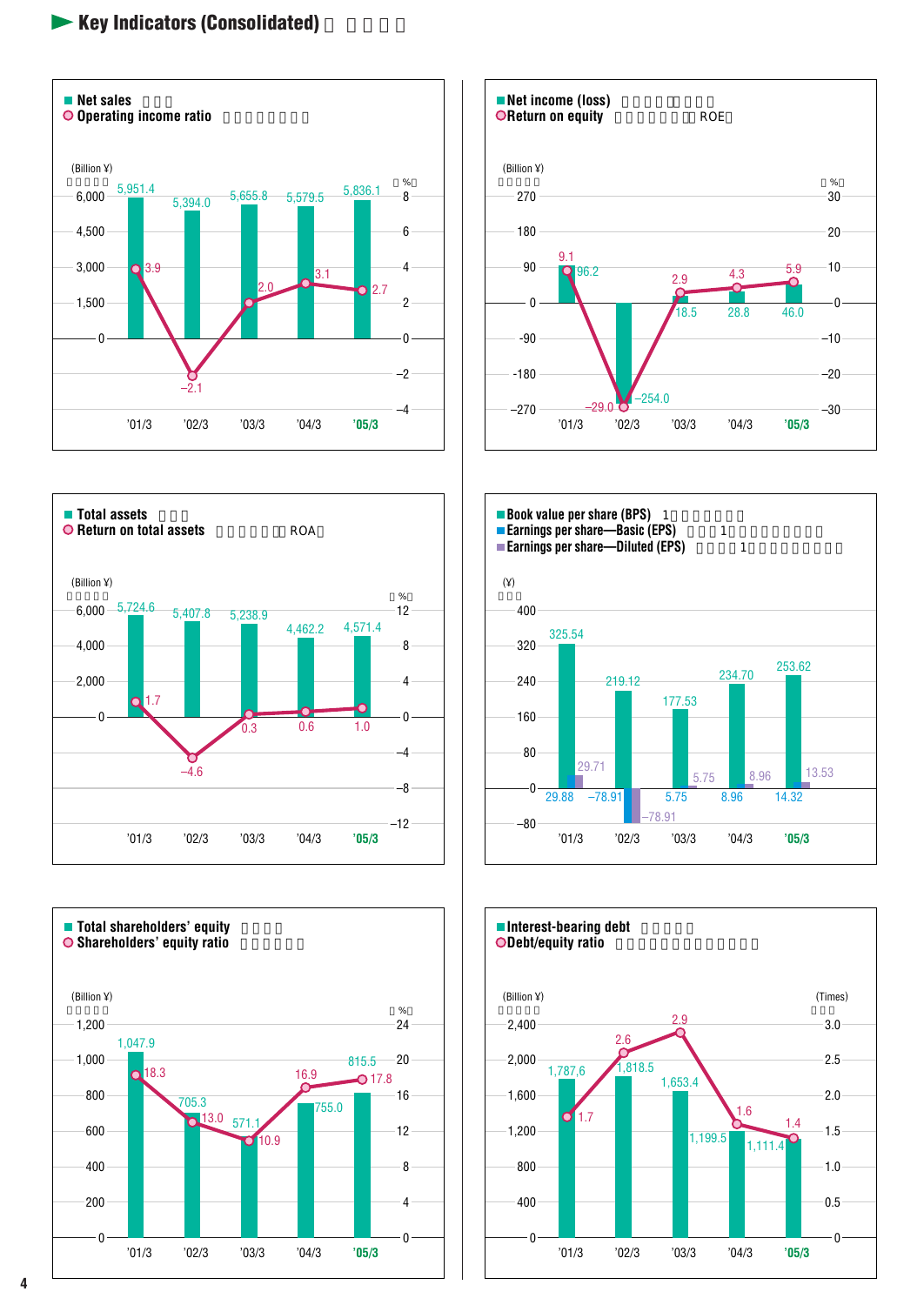# Key Indicators (Consolidated)

### Net sales / Operating income ratio

| | '01/3 | '02/3 | '03/3 | '04/3 | '05/3 |
|---|---|---|---|---|---|
| Net sales (Billion ¥) | 5,951.4 | 5,394.0 | 5,655.8 | 5,579.5 | 5,836.1 |
| Operating income ratio (%) | 3.9 | –2.1 | 2.0 | 3.1 | 2.7 |

### Net income (loss) / Return on equity (ROE)

| | '01/3 | '02/3 | '03/3 | '04/3 | '05/3 |
|---|---|---|---|---|---|
| Net income (loss) (Billion ¥) | 96.2 | –254.0 | 18.5 | 28.8 | 46.0 |
| Return on equity (%) | 9.1 | –29.0 | 2.9 | 4.3 | 5.9 |

### Total assets / Return on total assets (ROA)

| | '01/3 | '02/3 | '03/3 | '04/3 | '05/3 |
|---|---|---|---|---|---|
| Total assets (Billion ¥) | 5,724.6 | 5,407.8 | 5,238.9 | 4,462.2 | 4,571.4 |
| Return on total assets (%) | 1.7 | –4.6 | 0.3 | 0.6 | 1.0 |

### Book value per share (BPS) / Earnings per share—Basic (EPS) / Earnings per share—Diluted (EPS)

| (¥) | '01/3 | '02/3 | '03/3 | '04/3 | '05/3 |
|---|---|---|---|---|---|
| Book value per share (BPS) | 325.54 | 219.12 | 177.53 | 234.70 | 253.62 |
| Earnings per share—Basic (EPS) | 29.88 | –78.91 | 5.75 | 8.96 | 14.32 |
| Earnings per share—Diluted (EPS) | 29.71 | –78.91 | 5.75 | 8.96 | 13.53 |

### Total shareholders' equity / Shareholders' equity ratio

| | '01/3 | '02/3 | '03/3 | '04/3 | '05/3 |
|---|---|---|---|---|---|
| Total shareholders' equity (Billion ¥) | 1,047.9 | 705.3 | 571.1 | 755.0 | 815.5 |
| Shareholders' equity ratio (%) | 18.3 | 13.0 | 10.9 | 16.9 | 17.8 |

### Interest-bearing debt / Debt/equity ratio

| | '01/3 | '02/3 | '03/3 | '04/3 | '05/3 |
|---|---|---|---|---|---|
| Interest-bearing debt (Billion ¥) | 1,787.6 | 1,818.5 | 1,653.4 | 1,199.5 | 1,111.4 |
| Debt/equity ratio (Times) | 1.7 | 2.6 | 2.9 | 1.6 | 1.4 |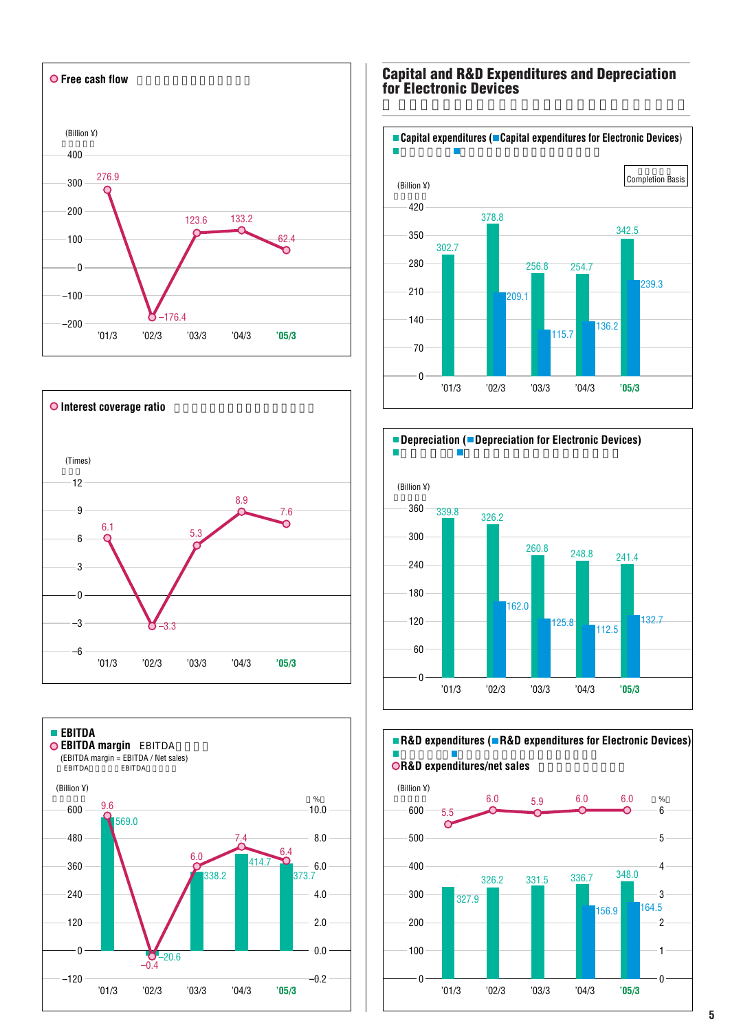## Free cash flow

(Billion ¥)

| | '01/3 | '02/3 | '03/3 | '04/3 | '05/3 |
|---|---|---|---|---|---|
| Free cash flow | 276.9 | −176.4 | 123.6 | 133.2 | 62.4 |

## Interest coverage ratio

(Times)

| | '01/3 | '02/3 | '03/3 | '04/3 | '05/3 |
|---|---|---|---|---|---|
| Interest coverage ratio | 6.1 | −3.3 | 5.3 | 8.9 | 7.6 |

## EBITDA / EBITDA margin

(EBITDA margin = EBITDA / Net sales)

| | '01/3 | '02/3 | '03/3 | '04/3 | '05/3 |
|---|---|---|---|---|---|
| EBITDA (Billion ¥) | 569.0 | −20.6 | 338.2 | 414.7 | 373.7 |
| EBITDA margin (%) | 9.6 | −0.4 | 6.0 | 7.4 | 6.4 |

## Capital and R&D Expenditures and Depreciation for Electronic Devices

### Capital expenditures (Capital expenditures for Electronic Devices)

Completion Basis

(Billion ¥)

| | '01/3 | '02/3 | '03/3 | '04/3 | '05/3 |
|---|---|---|---|---|---|
| Capital expenditures | 302.7 | 378.8 | 256.8 | 254.7 | 342.5 |
| Capital expenditures for Electronic Devices | | 209.1 | 115.7 | 136.2 | 239.3 |

### Depreciation (Depreciation for Electronic Devices)

(Billion ¥)

| | '01/3 | '02/3 | '03/3 | '04/3 | '05/3 |
|---|---|---|---|---|---|
| Depreciation | 339.8 | 326.2 | 260.8 | 248.8 | 241.4 |
| Depreciation for Electronic Devices | | 162.0 | 125.8 | 112.5 | 132.7 |

### R&D expenditures (R&D expenditures for Electronic Devices) / R&D expenditures/net sales

| | '01/3 | '02/3 | '03/3 | '04/3 | '05/3 |
|---|---|---|---|---|---|
| R&D expenditures (Billion ¥) | 327.9 | 326.2 | 331.5 | 336.7 | 348.0 |
| R&D expenditures for Electronic Devices (Billion ¥) | | | | 156.9 | 164.5 |
| R&D expenditures/net sales (%) | 5.5 | 6.0 | 5.9 | 6.0 | 6.0 |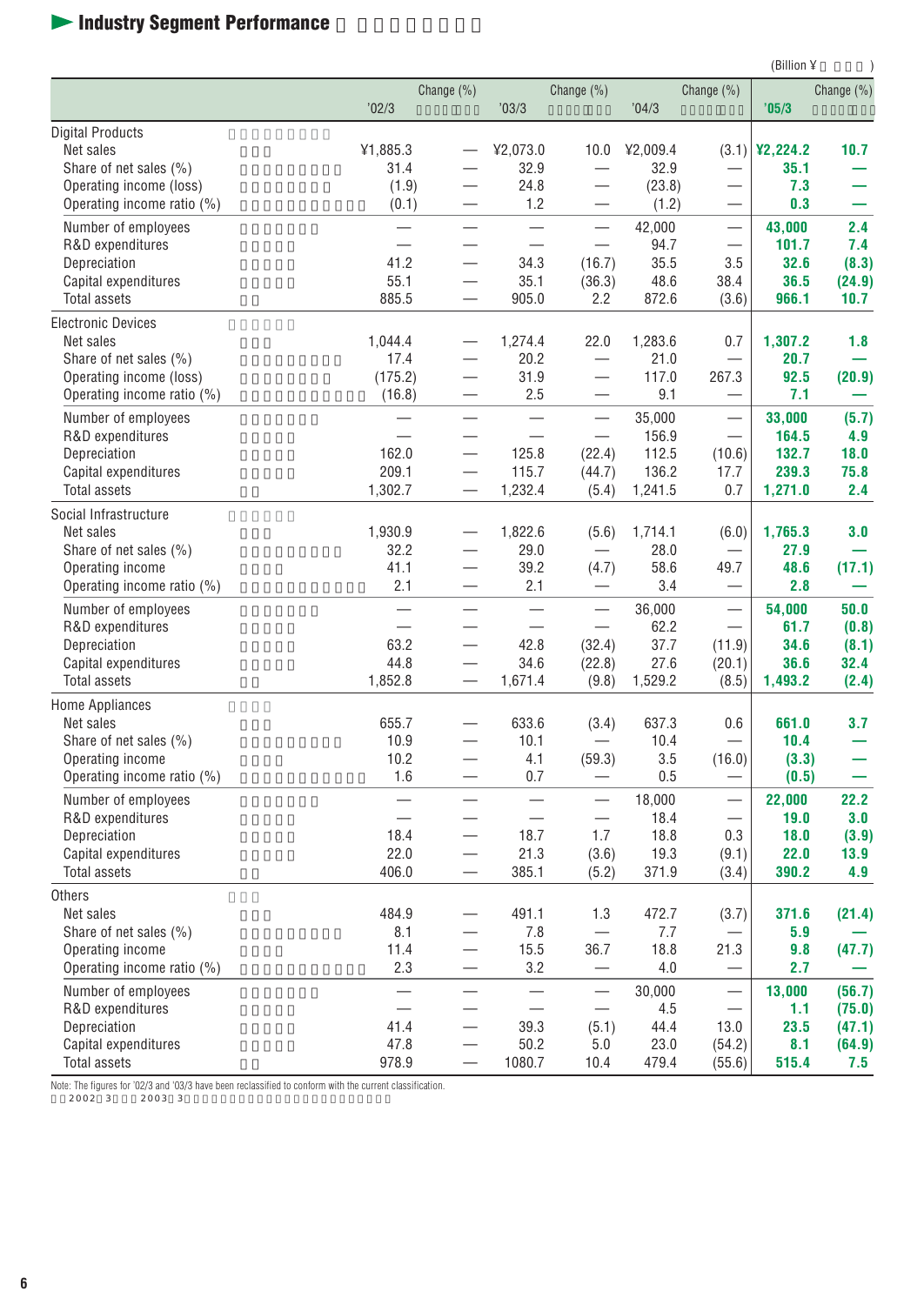# Industry Segment Performance

(Billion ¥)

| | '02/3 | Change (%) | '03/3 | Change (%) | '04/3 | Change (%) | '05/3 | Change (%) |
|---|---|---|---|---|---|---|---|---|
| **Digital Products** | | | | | | | | |
| Net sales | ¥1,885.3 | — | ¥2,073.0 | 10.0 | ¥2,009.4 | (3.1) | **¥2,224.2** | **10.7** |
| Share of net sales (%) | 31.4 | — | 32.9 | — | 32.9 | — | **35.1** | **—** |
| Operating income (loss) | (1.9) | — | 24.8 | — | (23.8) | — | **7.3** | **—** |
| Operating income ratio (%) | (0.1) | — | 1.2 | — | (1.2) | — | **0.3** | **—** |
| Number of employees | — | — | — | — | 42,000 | — | **43,000** | **2.4** |
| R&D expenditures | — | — | — | — | 94.7 | — | **101.7** | **7.4** |
| Depreciation | 41.2 | — | 34.3 | (16.7) | 35.5 | 3.5 | **32.6** | **(8.3)** |
| Capital expenditures | 55.1 | — | 35.1 | (36.3) | 48.6 | 38.4 | **36.5** | **(24.9)** |
| Total assets | 885.5 | — | 905.0 | 2.2 | 872.6 | (3.6) | **966.1** | **10.7** |
| **Electronic Devices** | | | | | | | | |
| Net sales | 1,044.4 | — | 1,274.4 | 22.0 | 1,283.6 | 0.7 | **1,307.2** | **1.8** |
| Share of net sales (%) | 17.4 | — | 20.2 | — | 21.0 | — | **20.7** | **—** |
| Operating income (loss) | (175.2) | — | 31.9 | — | 117.0 | 267.3 | **92.5** | **(20.9)** |
| Operating income ratio (%) | (16.8) | — | 2.5 | — | 9.1 | — | **7.1** | **—** |
| Number of employees | — | — | — | — | 35,000 | — | **33,000** | **(5.7)** |
| R&D expenditures | — | — | — | — | 156.9 | — | **164.5** | **4.9** |
| Depreciation | 162.0 | — | 125.8 | (22.4) | 112.5 | (10.6) | **132.7** | **18.0** |
| Capital expenditures | 209.1 | — | 115.7 | (44.7) | 136.2 | 17.7 | **239.3** | **75.8** |
| Total assets | 1,302.7 | — | 1,232.4 | (5.4) | 1,241.5 | 0.7 | **1,271.0** | **2.4** |
| **Social Infrastructure** | | | | | | | | |
| Net sales | 1,930.9 | — | 1,822.6 | (5.6) | 1,714.1 | (6.0) | **1,765.3** | **3.0** |
| Share of net sales (%) | 32.2 | — | 29.0 | — | 28.0 | — | **27.9** | **—** |
| Operating income | 41.1 | — | 39.2 | (4.7) | 58.6 | 49.7 | **48.6** | **(17.1)** |
| Operating income ratio (%) | 2.1 | — | 2.1 | — | 3.4 | — | **2.8** | **—** |
| Number of employees | — | — | — | — | 36,000 | — | **54,000** | **50.0** |
| R&D expenditures | — | — | — | — | 62.2 | — | **61.7** | **(0.8)** |
| Depreciation | 63.2 | — | 42.8 | (32.4) | 37.7 | (11.9) | **34.6** | **(8.1)** |
| Capital expenditures | 44.8 | — | 34.6 | (22.8) | 27.6 | (20.1) | **36.6** | **32.4** |
| Total assets | 1,852.8 | — | 1,671.4 | (9.8) | 1,529.2 | (8.5) | **1,493.2** | **(2.4)** |
| **Home Appliances** | | | | | | | | |
| Net sales | 655.7 | — | 633.6 | (3.4) | 637.3 | 0.6 | **661.0** | **3.7** |
| Share of net sales (%) | 10.9 | — | 10.1 | — | 10.4 | — | **10.4** | **—** |
| Operating income | 10.2 | — | 4.1 | (59.3) | 3.5 | (16.0) | **(3.3)** | **—** |
| Operating income ratio (%) | 1.6 | — | 0.7 | — | 0.5 | — | **(0.5)** | **—** |
| Number of employees | — | — | — | — | 18,000 | — | **22,000** | **22.2** |
| R&D expenditures | — | — | — | — | 18.4 | — | **19.0** | **3.0** |
| Depreciation | 18.4 | — | 18.7 | 1.7 | 18.8 | 0.3 | **18.0** | **(3.9)** |
| Capital expenditures | 22.0 | — | 21.3 | (3.6) | 19.3 | (9.1) | **22.0** | **13.9** |
| Total assets | 406.0 | — | 385.1 | (5.2) | 371.9 | (3.4) | **390.2** | **4.9** |
| **Others** | | | | | | | | |
| Net sales | 484.9 | — | 491.1 | 1.3 | 472.7 | (3.7) | **371.6** | **(21.4)** |
| Share of net sales (%) | 8.1 | — | 7.8 | — | 7.7 | — | **5.9** | **—** |
| Operating income | 11.4 | — | 15.5 | 36.7 | 18.8 | 21.3 | **9.8** | **(47.7)** |
| Operating income ratio (%) | 2.3 | — | 3.2 | — | 4.0 | — | **2.7** | **—** |
| Number of employees | — | — | — | — | 30,000 | — | **13,000** | **(56.7)** |
| R&D expenditures | — | — | — | — | 4.5 | — | **1.1** | **(75.0)** |
| Depreciation | 41.4 | — | 39.3 | (5.1) | 44.4 | 13.0 | **23.5** | **(47.1)** |
| Capital expenditures | 47.8 | — | 50.2 | 5.0 | 23.0 | (54.2) | **8.1** | **(64.9)** |
| Total assets | 978.9 | — | 1080.7 | 10.4 | 479.4 | (55.6) | **515.4** | **7.5** |

Note: The figures for '02/3 and '03/3 have been reclassified to conform with the current classification.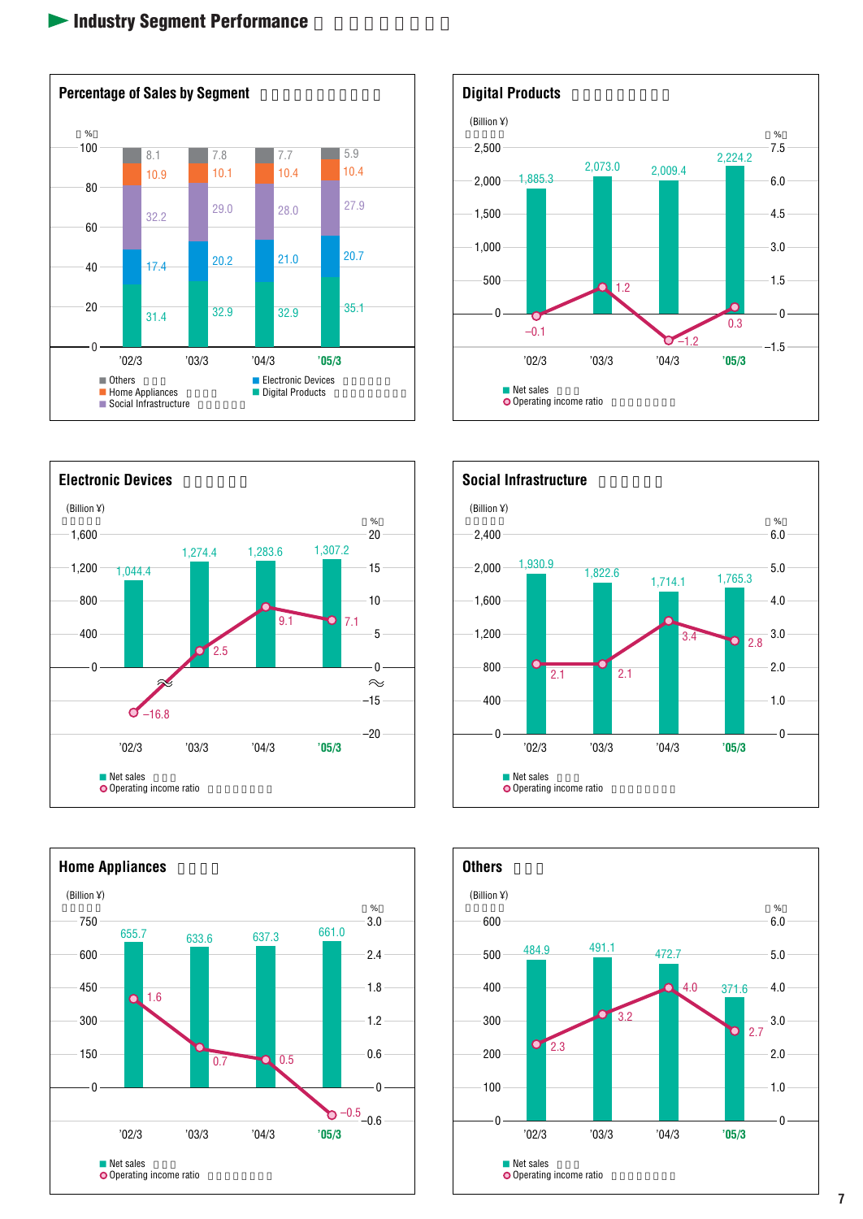# Industry Segment Performance

## Percentage of Sales by Segment

(%)

| | '02/3 | '03/3 | '04/3 | '05/3 |
|---|---|---|---|---|
| Others | 8.1 | 7.8 | 7.7 | 5.9 |
| Home Appliances | 10.9 | 10.1 | 10.4 | 10.4 |
| Social Infrastructure | 32.2 | 29.0 | 28.0 | 27.9 |
| Electronic Devices | 17.4 | 20.2 | 21.0 | 20.7 |
| Digital Products | 31.4 | 32.9 | 32.9 | 35.1 |

## Digital Products

| | '02/3 | '03/3 | '04/3 | '05/3 |
|---|---|---|---|---|
| Net sales (Billion ¥) | 1,885.3 | 2,073.0 | 2,009.4 | 2,224.2 |
| Operating income ratio (%) | –0.1 | 1.2 | –1.2 | 0.3 |

## Electronic Devices

| | '02/3 | '03/3 | '04/3 | '05/3 |
|---|---|---|---|---|
| Net sales (Billion ¥) | 1,044.4 | 1,274.4 | 1,283.6 | 1,307.2 |
| Operating income ratio (%) | –16.8 | 2.5 | 9.1 | 7.1 |

## Social Infrastructure

| | '02/3 | '03/3 | '04/3 | '05/3 |
|---|---|---|---|---|
| Net sales (Billion ¥) | 1,930.9 | 1,822.6 | 1,714.1 | 1,765.3 |
| Operating income ratio (%) | 2.1 | 2.1 | 3.4 | 2.8 |

## Home Appliances

| | '02/3 | '03/3 | '04/3 | '05/3 |
|---|---|---|---|---|
| Net sales (Billion ¥) | 655.7 | 633.6 | 637.3 | 661.0 |
| Operating income ratio (%) | 1.6 | 0.7 | 0.5 | –0.5 |

## Others

| | '02/3 | '03/3 | '04/3 | '05/3 |
|---|---|---|---|---|
| Net sales (Billion ¥) | 484.9 | 491.1 | 472.7 | 371.6 |
| Operating income ratio (%) | 2.3 | 3.2 | 4.0 | 2.7 |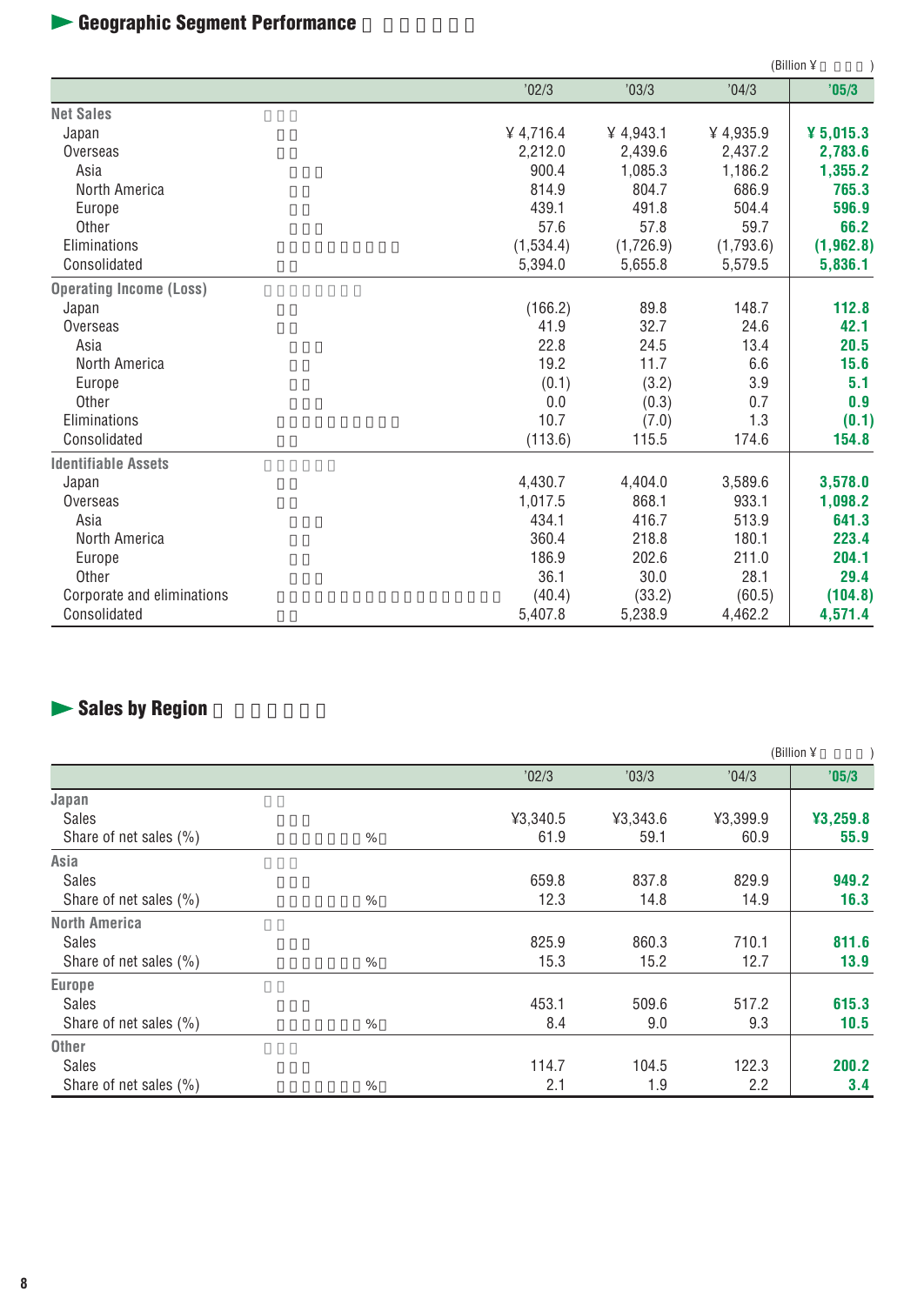## Geographic Segment Performance

(Billion ¥ )

| | '02/3 | '03/3 | '04/3 | '05/3 |
|---|---|---|---|---|
| **Net Sales** | | | | |
| Japan | ¥ 4,716.4 | ¥ 4,943.1 | ¥ 4,935.9 | **¥ 5,015.3** |
| Overseas | 2,212.0 | 2,439.6 | 2,437.2 | **2,783.6** |
| Asia | 900.4 | 1,085.3 | 1,186.2 | **1,355.2** |
| North America | 814.9 | 804.7 | 686.9 | **765.3** |
| Europe | 439.1 | 491.8 | 504.4 | **596.9** |
| Other | 57.6 | 57.8 | 59.7 | **66.2** |
| Eliminations | (1,534.4) | (1,726.9) | (1,793.6) | **(1,962.8)** |
| Consolidated | 5,394.0 | 5,655.8 | 5,579.5 | **5,836.1** |
| **Operating Income (Loss)** | | | | |
| Japan | (166.2) | 89.8 | 148.7 | **112.8** |
| Overseas | 41.9 | 32.7 | 24.6 | **42.1** |
| Asia | 22.8 | 24.5 | 13.4 | **20.5** |
| North America | 19.2 | 11.7 | 6.6 | **15.6** |
| Europe | (0.1) | (3.2) | 3.9 | **5.1** |
| Other | 0.0 | (0.3) | 0.7 | **0.9** |
| Eliminations | 10.7 | (7.0) | 1.3 | **(0.1)** |
| Consolidated | (113.6) | 115.5 | 174.6 | **154.8** |
| **Identifiable Assets** | | | | |
| Japan | 4,430.7 | 4,404.0 | 3,589.6 | **3,578.0** |
| Overseas | 1,017.5 | 868.1 | 933.1 | **1,098.2** |
| Asia | 434.1 | 416.7 | 513.9 | **641.3** |
| North America | 360.4 | 218.8 | 180.1 | **223.4** |
| Europe | 186.9 | 202.6 | 211.0 | **204.1** |
| Other | 36.1 | 30.0 | 28.1 | **29.4** |
| Corporate and eliminations | (40.4) | (33.2) | (60.5) | **(104.8)** |
| Consolidated | 5,407.8 | 5,238.9 | 4,462.2 | **4,571.4** |

## Sales by Region

(Billion ¥ )

| | '02/3 | '03/3 | '04/3 | '05/3 |
|---|---|---|---|---|
| **Japan** | | | | |
| Sales | ¥3,340.5 | ¥3,343.6 | ¥3,399.9 | **¥3,259.8** |
| Share of net sales (%) | 61.9 | 59.1 | 60.9 | **55.9** |
| **Asia** | | | | |
| Sales | 659.8 | 837.8 | 829.9 | **949.2** |
| Share of net sales (%) | 12.3 | 14.8 | 14.9 | **16.3** |
| **North America** | | | | |
| Sales | 825.9 | 860.3 | 710.1 | **811.6** |
| Share of net sales (%) | 15.3 | 15.2 | 12.7 | **13.9** |
| **Europe** | | | | |
| Sales | 453.1 | 509.6 | 517.2 | **615.3** |
| Share of net sales (%) | 8.4 | 9.0 | 9.3 | **10.5** |
| **Other** | | | | |
| Sales | 114.7 | 104.5 | 122.3 | **200.2** |
| Share of net sales (%) | 2.1 | 1.9 | 2.2 | **3.4** |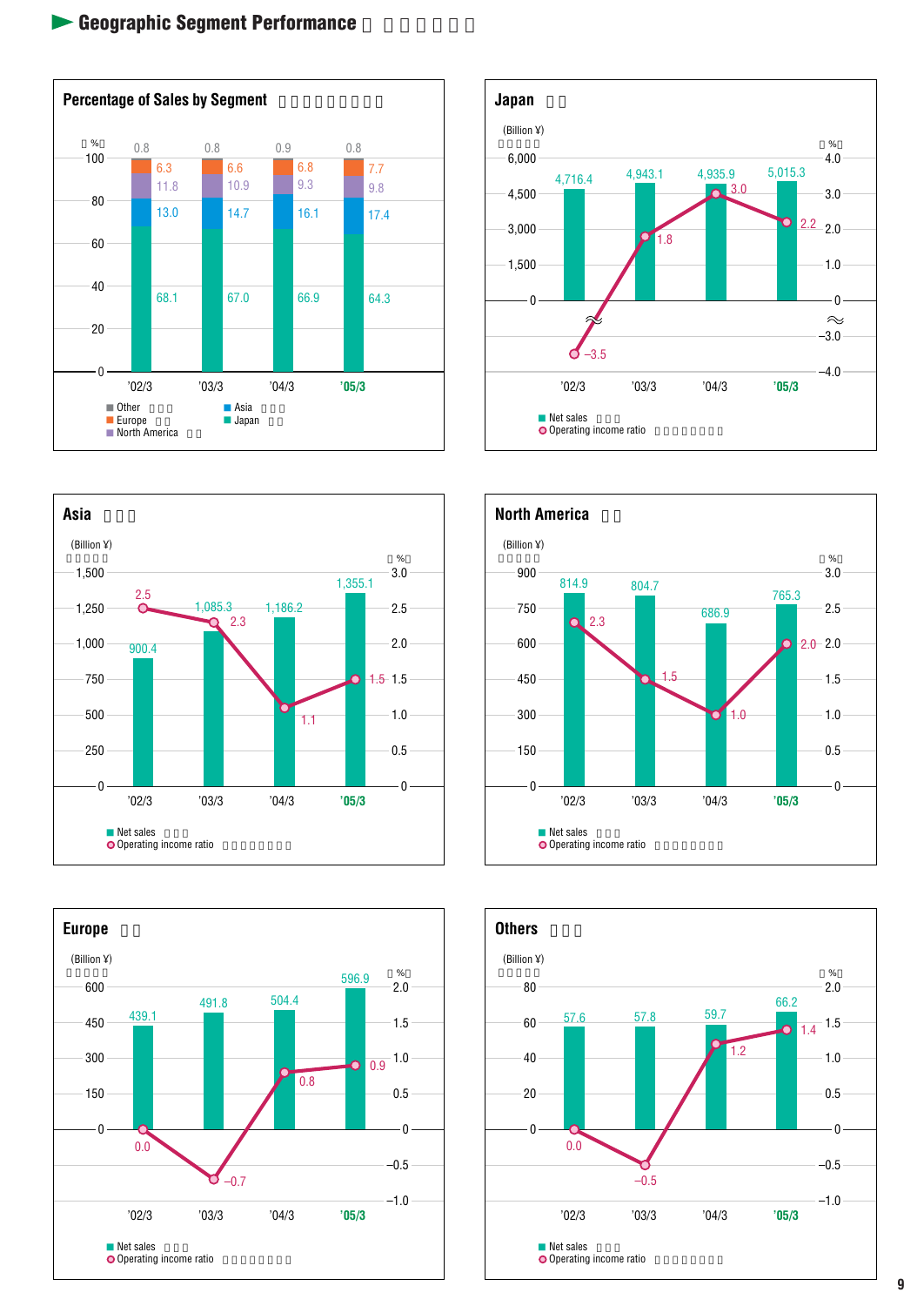# Geographic Segment Performance

## Percentage of Sales by Segment

(%)

| | '02/3 | '03/3 | '04/3 | '05/3 |
|---|---|---|---|---|
| Other | 0.8 | 0.8 | 0.9 | 0.8 |
| Europe | 6.3 | 6.6 | 6.8 | 7.7 |
| North America | 11.8 | 10.9 | 9.3 | 9.8 |
| Asia | 13.0 | 14.7 | 16.1 | 17.4 |
| Japan | 68.1 | 67.0 | 66.9 | 64.3 |

## Japan

| | '02/3 | '03/3 | '04/3 | '05/3 |
|---|---|---|---|---|
| Net sales (Billion ¥) | 4,716.4 | 4,943.1 | 4,935.9 | 5,015.3 |
| Operating income ratio (%) | –3.5 | 1.8 | 3.0 | 2.2 |

## Asia

| | '02/3 | '03/3 | '04/3 | '05/3 |
|---|---|---|---|---|
| Net sales (Billion ¥) | 900.4 | 1,085.3 | 1,186.2 | 1,355.1 |
| Operating income ratio (%) | 2.5 | 2.3 | 1.1 | 1.5 |

## North America

| | '02/3 | '03/3 | '04/3 | '05/3 |
|---|---|---|---|---|
| Net sales (Billion ¥) | 814.9 | 804.7 | 686.9 | 765.3 |
| Operating income ratio (%) | 2.3 | 1.5 | 1.0 | 2.0 |

## Europe

| | '02/3 | '03/3 | '04/3 | '05/3 |
|---|---|---|---|---|
| Net sales (Billion ¥) | 439.1 | 491.8 | 504.4 | 596.9 |
| Operating income ratio (%) | 0.0 | –0.7 | 0.8 | 0.9 |

## Others

| | '02/3 | '03/3 | '04/3 | '05/3 |
|---|---|---|---|---|
| Net sales (Billion ¥) | 57.6 | 57.8 | 59.7 | 66.2 |
| Operating income ratio (%) | 0.0 | –0.5 | 1.2 | 1.4 |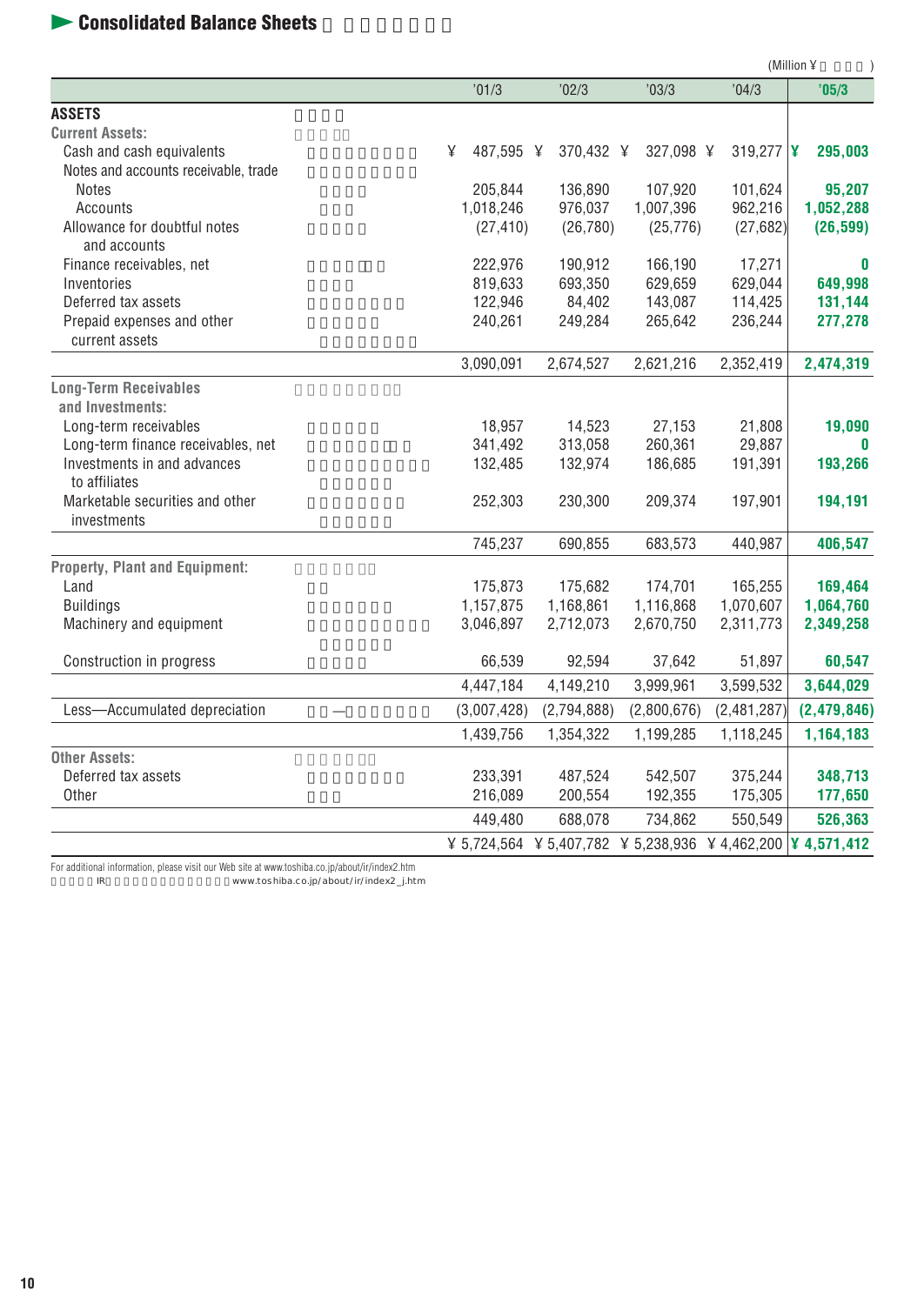## Consolidated Balance Sheets

(Million ¥)

| | '01/3 | '02/3 | '03/3 | '04/3 | '05/3 |
|---|---|---|---|---|---|
| **ASSETS** | | | | | |
| **Current Assets:** | | | | | |
| Cash and cash equivalents | ¥ 487,595 | ¥ 370,432 | ¥ 327,098 | ¥ 319,277 | **¥ 295,003** |
| Notes and accounts receivable, trade | | | | | |
| Notes | 205,844 | 136,890 | 107,920 | 101,624 | **95,207** |
| Accounts | 1,018,246 | 976,037 | 1,007,396 | 962,216 | **1,052,288** |
| Allowance for doubtful notes and accounts | (27,410) | (26,780) | (25,776) | (27,682) | **(26,599)** |
| Finance receivables, net | 222,976 | 190,912 | 166,190 | 17,271 | **0** |
| Inventories | 819,633 | 693,350 | 629,659 | 629,044 | **649,998** |
| Deferred tax assets | 122,946 | 84,402 | 143,087 | 114,425 | **131,144** |
| Prepaid expenses and other current assets | 240,261 | 249,284 | 265,642 | 236,244 | **277,278** |
| | 3,090,091 | 2,674,527 | 2,621,216 | 2,352,419 | **2,474,319** |
| **Long-Term Receivables and Investments:** | | | | | |
| Long-term receivables | 18,957 | 14,523 | 27,153 | 21,808 | **19,090** |
| Long-term finance receivables, net | 341,492 | 313,058 | 260,361 | 29,887 | **0** |
| Investments in and advances to affiliates | 132,485 | 132,974 | 186,685 | 191,391 | **193,266** |
| Marketable securities and other investments | 252,303 | 230,300 | 209,374 | 197,901 | **194,191** |
| | 745,237 | 690,855 | 683,573 | 440,987 | **406,547** |
| **Property, Plant and Equipment:** | | | | | |
| Land | 175,873 | 175,682 | 174,701 | 165,255 | **169,464** |
| Buildings | 1,157,875 | 1,168,861 | 1,116,868 | 1,070,607 | **1,064,760** |
| Machinery and equipment | 3,046,897 | 2,712,073 | 2,670,750 | 2,311,773 | **2,349,258** |
| Construction in progress | 66,539 | 92,594 | 37,642 | 51,897 | **60,547** |
| | 4,447,184 | 4,149,210 | 3,999,961 | 3,599,532 | **3,644,029** |
| Less—Accumulated depreciation | (3,007,428) | (2,794,888) | (2,800,676) | (2,481,287) | **(2,479,846)** |
| | 1,439,756 | 1,354,322 | 1,199,285 | 1,118,245 | **1,164,183** |
| **Other Assets:** | | | | | |
| Deferred tax assets | 233,391 | 487,524 | 542,507 | 375,244 | **348,713** |
| Other | 216,089 | 200,554 | 192,355 | 175,305 | **177,650** |
| | 449,480 | 688,078 | 734,862 | 550,549 | **526,363** |
| | ¥ 5,724,564 | ¥ 5,407,782 | ¥ 5,238,936 | ¥ 4,462,200 | **¥ 4,571,412** |

For additional information, please visit our Web site at www.toshiba.co.jp/about/ir/index2.htm

IR www.toshiba.co.jp/about/ir/index2_j.htm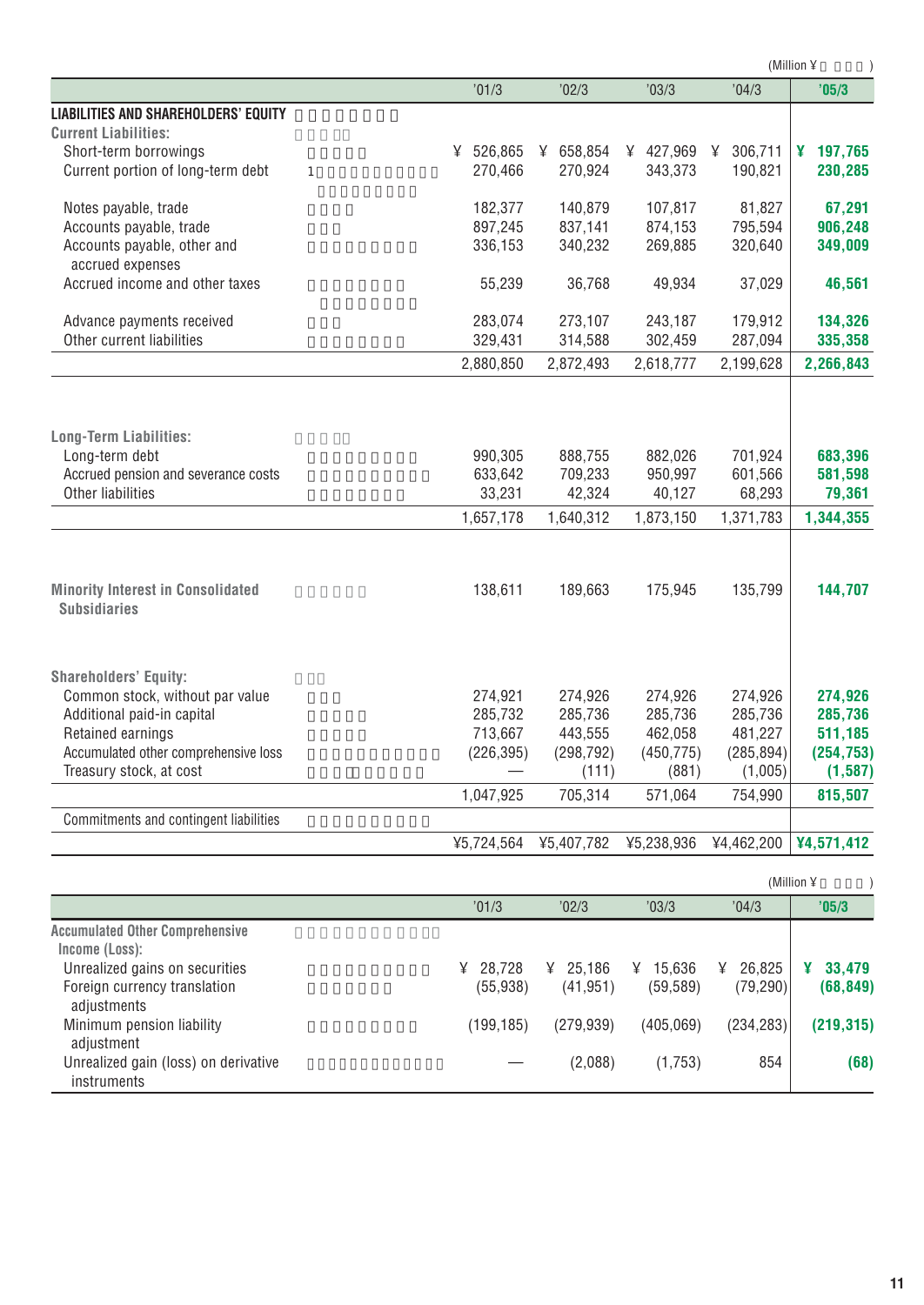(Million ¥　　　　)

| | | '01/3 | '02/3 | '03/3 | '04/3 | '05/3 |
|---|---|---|---|---|---|---|
| **LIABILITIES AND SHAREHOLDERS' EQUITY** | | | | | | |
| **Current Liabilities:** | | | | | | |
| Short-term borrowings | | ¥ 526,865 | ¥ 658,854 | ¥ 427,969 | ¥ 306,711 | **¥ 197,765** |
| Current portion of long-term debt | 1 | 270,466 | 270,924 | 343,373 | 190,821 | **230,285** |
| Notes payable, trade | | 182,377 | 140,879 | 107,817 | 81,827 | **67,291** |
| Accounts payable, trade | | 897,245 | 837,141 | 874,153 | 795,594 | **906,248** |
| Accounts payable, other and accrued expenses | | 336,153 | 340,232 | 269,885 | 320,640 | **349,009** |
| Accrued income and other taxes | | 55,239 | 36,768 | 49,934 | 37,029 | **46,561** |
| Advance payments received | | 283,074 | 273,107 | 243,187 | 179,912 | **134,326** |
| Other current liabilities | | 329,431 | 314,588 | 302,459 | 287,094 | **335,358** |
| | | 2,880,850 | 2,872,493 | 2,618,777 | 2,199,628 | **2,266,843** |
| **Long-Term Liabilities:** | | | | | | |
| Long-term debt | | 990,305 | 888,755 | 882,026 | 701,924 | **683,396** |
| Accrued pension and severance costs | | 633,642 | 709,233 | 950,997 | 601,566 | **581,598** |
| Other liabilities | | 33,231 | 42,324 | 40,127 | 68,293 | **79,361** |
| | | 1,657,178 | 1,640,312 | 1,873,150 | 1,371,783 | **1,344,355** |
| **Minority Interest in Consolidated Subsidiaries** | | 138,611 | 189,663 | 175,945 | 135,799 | **144,707** |
| **Shareholders' Equity:** | | | | | | |
| Common stock, without par value | | 274,921 | 274,926 | 274,926 | 274,926 | **274,926** |
| Additional paid-in capital | | 285,732 | 285,736 | 285,736 | 285,736 | **285,736** |
| Retained earnings | | 713,667 | 443,555 | 462,058 | 481,227 | **511,185** |
| Accumulated other comprehensive loss | | (226,395) | (298,792) | (450,775) | (285,894) | **(254,753)** |
| Treasury stock, at cost | | — | (111) | (881) | (1,005) | **(1,587)** |
| | | 1,047,925 | 705,314 | 571,064 | 754,990 | **815,507** |
| Commitments and contingent liabilities | | | | | | |
| | | ¥5,724,564 | ¥5,407,782 | ¥5,238,936 | ¥4,462,200 | **¥4,571,412** |

(Million ¥　　　　)

| | | '01/3 | '02/3 | '03/3 | '04/3 | '05/3 |
|---|---|---|---|---|---|---|
| **Accumulated Other Comprehensive Income (Loss):** | | | | | | |
| Unrealized gains on securities | | ¥ 28,728 | ¥ 25,186 | ¥ 15,636 | ¥ 26,825 | **¥ 33,479** |
| Foreign currency translation adjustments | | (55,938) | (41,951) | (59,589) | (79,290) | **(68,849)** |
| Minimum pension liability adjustment | | (199,185) | (279,939) | (405,069) | (234,283) | **(219,315)** |
| Unrealized gain (loss) on derivative instruments | | — | (2,088) | (1,753) | 854 | **(68)** |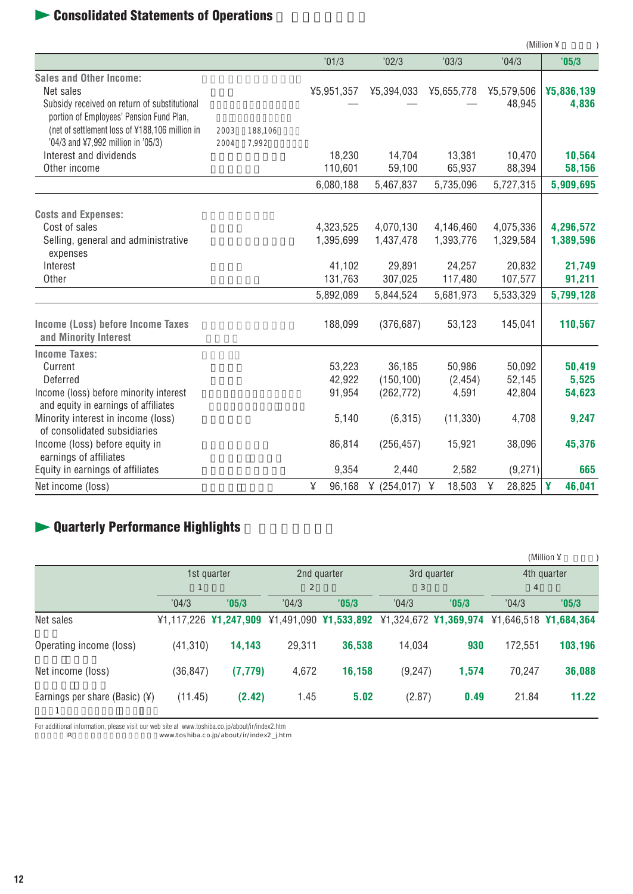## Consolidated Statements of Operations

(Million ¥)

| | '01/3 | '02/3 | '03/3 | '04/3 | '05/3 |
|---|---|---|---|---|---|
| **Sales and Other Income:** | | | | | |
| Net sales | ¥5,951,357 | ¥5,394,033 | ¥5,655,778 | ¥5,579,506 | **¥5,836,139** |
| Subsidy received on return of substitutional portion of Employees' Pension Fund Plan, (net of settlement loss of ¥188,106 million in '04/3 and ¥7,992 million in '05/3) | — | — | — | 48,945 | **4,836** |
| Interest and dividends | 18,230 | 14,704 | 13,381 | 10,470 | **10,564** |
| Other income | 110,601 | 59,100 | 65,937 | 88,394 | **58,156** |
| | 6,080,188 | 5,467,837 | 5,735,096 | 5,727,315 | **5,909,695** |
| **Costs and Expenses:** | | | | | |
| Cost of sales | 4,323,525 | 4,070,130 | 4,146,460 | 4,075,336 | **4,296,572** |
| Selling, general and administrative expenses | 1,395,699 | 1,437,478 | 1,393,776 | 1,329,584 | **1,389,596** |
| Interest | 41,102 | 29,891 | 24,257 | 20,832 | **21,749** |
| Other | 131,763 | 307,025 | 117,480 | 107,577 | **91,211** |
| | 5,892,089 | 5,844,524 | 5,681,973 | 5,533,329 | **5,799,128** |
| **Income (Loss) before Income Taxes and Minority Interest** | 188,099 | (376,687) | 53,123 | 145,041 | **110,567** |
| **Income Taxes:** | | | | | |
| Current | 53,223 | 36,185 | 50,986 | 50,092 | **50,419** |
| Deferred | 42,922 | (150,100) | (2,454) | 52,145 | **5,525** |
| Income (loss) before minority interest and equity in earnings of affiliates | 91,954 | (262,772) | 4,591 | 42,804 | **54,623** |
| Minority interest in income (loss) of consolidated subsidiaries | 5,140 | (6,315) | (11,330) | 4,708 | **9,247** |
| Income (loss) before equity in earnings of affiliates | 86,814 | (256,457) | 15,921 | 38,096 | **45,376** |
| Equity in earnings of affiliates | 9,354 | 2,440 | 2,582 | (9,271) | **665** |
| Net income (loss) | ¥ 96,168 | ¥ (254,017) | ¥ 18,503 | ¥ 28,825 | **¥ 46,041** |

## Quarterly Performance Highlights

(Million ¥)

| | 1st quarter | | 2nd quarter | | 3rd quarter | | 4th quarter | |
|---|---|---|---|---|---|---|---|---|
| | '04/3 | '05/3 | '04/3 | '05/3 | '04/3 | '05/3 | '04/3 | '05/3 |
| Net sales | ¥1,117,226 | **¥1,247,909** | ¥1,491,090 | **¥1,533,892** | ¥1,324,672 | **¥1,369,974** | ¥1,646,518 | **¥1,684,364** |
| Operating income (loss) | (41,310) | **14,143** | 29,311 | **36,538** | 14,034 | **930** | 172,551 | **103,196** |
| Net income (loss) | (36,847) | **(7,779)** | 4,672 | **16,158** | (9,247) | **1,574** | 70,247 | **36,088** |
| Earnings per share (Basic) (¥) | (11.45) | **(2.42)** | 1.45 | **5.02** | (2.87) | **0.49** | 21.84 | **11.22** |

For additional information, please visit our web site at www.toshiba.co.jp/about/ir/index2.htm

IR www.toshiba.co.jp/about/ir/index2_j.htm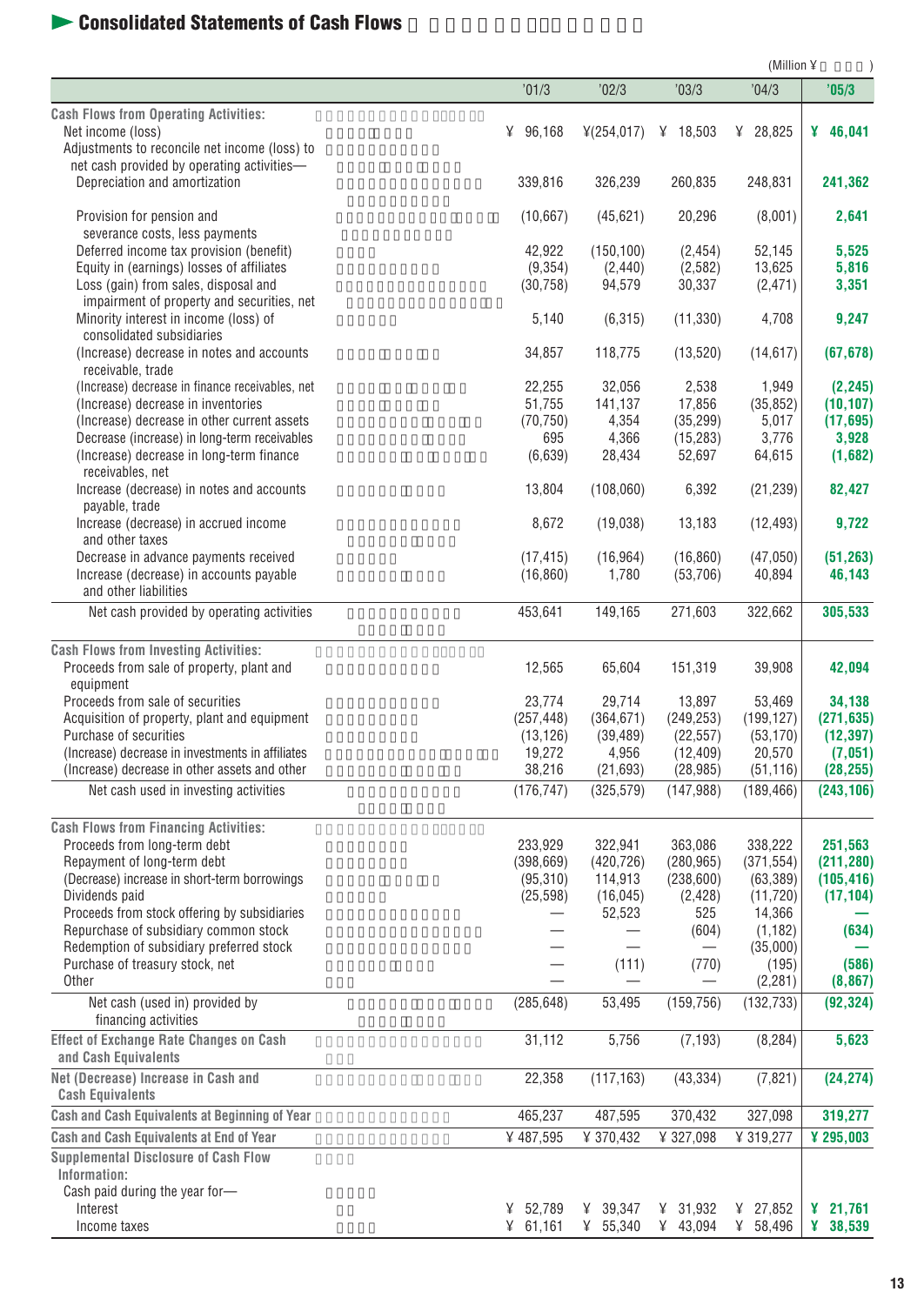## ► Consolidated Statements of Cash Flows

(Million ¥ )

| | '01/3 | '02/3 | '03/3 | '04/3 | '05/3 |
|---|---|---|---|---|---|
| **Cash Flows from Operating Activities:** | | | | | |
| Net income (loss) | ¥ 96,168 | ¥(254,017) | ¥ 18,503 | ¥ 28,825 | **¥ 46,041** |
| Adjustments to reconcile net income (loss) to net cash provided by operating activities— | | | | | |
| Depreciation and amortization | 339,816 | 326,239 | 260,835 | 248,831 | **241,362** |
| Provision for pension and severance costs, less payments | (10,667) | (45,621) | 20,296 | (8,001) | **2,641** |
| Deferred income tax provision (benefit) | 42,922 | (150,100) | (2,454) | 52,145 | **5,525** |
| Equity in (earnings) losses of affiliates | (9,354) | (2,440) | (2,582) | 13,625 | **5,816** |
| Loss (gain) from sales, disposal and impairment of property and securities, net | (30,758) | 94,579 | 30,337 | (2,471) | **3,351** |
| Minority interest in income (loss) of consolidated subsidiaries | 5,140 | (6,315) | (11,330) | 4,708 | **9,247** |
| (Increase) decrease in notes and accounts receivable, trade | 34,857 | 118,775 | (13,520) | (14,617) | **(67,678)** |
| (Increase) decrease in finance receivables, net | 22,255 | 32,056 | 2,538 | 1,949 | **(2,245)** |
| (Increase) decrease in inventories | 51,755 | 141,137 | 17,856 | (35,852) | **(10,107)** |
| (Increase) decrease in other current assets | (70,750) | 4,354 | (35,299) | 5,017 | **(17,695)** |
| Decrease (increase) in long-term receivables | 695 | 4,366 | (15,283) | 3,776 | **3,928** |
| (Increase) decrease in long-term finance receivables, net | (6,639) | 28,434 | 52,697 | 64,615 | **(1,682)** |
| Increase (decrease) in notes and accounts payable, trade | 13,804 | (108,060) | 6,392 | (21,239) | **82,427** |
| Increase (decrease) in accrued income and other taxes | 8,672 | (19,038) | 13,183 | (12,493) | **9,722** |
| Decrease in advance payments received | (17,415) | (16,964) | (16,860) | (47,050) | **(51,263)** |
| Increase (decrease) in accounts payable and other liabilities | (16,860) | 1,780 | (53,706) | 40,894 | **46,143** |
| Net cash provided by operating activities | 453,641 | 149,165 | 271,603 | 322,662 | **305,533** |
| **Cash Flows from Investing Activities:** | | | | | |
| Proceeds from sale of property, plant and equipment | 12,565 | 65,604 | 151,319 | 39,908 | **42,094** |
| Proceeds from sale of securities | 23,774 | 29,714 | 13,897 | 53,469 | **34,138** |
| Acquisition of property, plant and equipment | (257,448) | (364,671) | (249,253) | (199,127) | **(271,635)** |
| Purchase of securities | (13,126) | (39,489) | (22,557) | (53,170) | **(12,397)** |
| (Increase) decrease in investments in affiliates | 19,272 | 4,956 | (12,409) | 20,570 | **(7,051)** |
| (Increase) decrease in other assets and other | 38,216 | (21,693) | (28,985) | (51,116) | **(28,255)** |
| Net cash used in investing activities | (176,747) | (325,579) | (147,988) | (189,466) | **(243,106)** |
| **Cash Flows from Financing Activities:** | | | | | |
| Proceeds from long-term debt | 233,929 | 322,941 | 363,086 | 338,222 | **251,563** |
| Repayment of long-term debt | (398,669) | (420,726) | (280,965) | (371,554) | **(211,280)** |
| (Decrease) increase in short-term borrowings | (95,310) | 114,913 | (238,600) | (63,389) | **(105,416)** |
| Dividends paid | (25,598) | (16,045) | (2,428) | (11,720) | **(17,104)** |
| Proceeds from stock offering by subsidiaries | — | 52,523 | 525 | 14,366 | **—** |
| Repurchase of subsidiary common stock | — | — | (604) | (1,182) | **(634)** |
| Redemption of subsidiary preferred stock | — | — | — | (35,000) | **—** |
| Purchase of treasury stock, net | — | (111) | (770) | (195) | **(586)** |
| Other | — | — | — | (2,281) | **(8,867)** |
| Net cash (used in) provided by financing activities | (285,648) | 53,495 | (159,756) | (132,733) | **(92,324)** |
| **Effect of Exchange Rate Changes on Cash and Cash Equivalents** | 31,112 | 5,756 | (7,193) | (8,284) | **5,623** |
| **Net (Decrease) Increase in Cash and Cash Equivalents** | 22,358 | (117,163) | (43,334) | (7,821) | **(24,274)** |
| **Cash and Cash Equivalents at Beginning of Year** | 465,237 | 487,595 | 370,432 | 327,098 | **319,277** |
| **Cash and Cash Equivalents at End of Year** | ¥ 487,595 | ¥ 370,432 | ¥ 327,098 | ¥ 319,277 | **¥ 295,003** |
| **Supplemental Disclosure of Cash Flow Information:** | | | | | |
| Cash paid during the year for— | | | | | |
| Interest | ¥ 52,789 | ¥ 39,347 | ¥ 31,932 | ¥ 27,852 | **¥ 21,761** |
| Income taxes | ¥ 61,161 | ¥ 55,340 | ¥ 43,094 | ¥ 58,496 | **¥ 38,539** |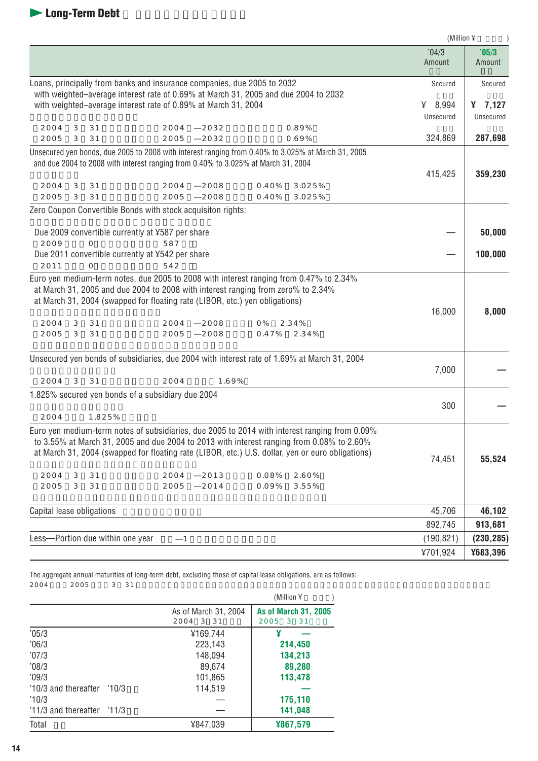## Long-Term Debt

(Million ¥)

| | '04/3 Amount | '05/3 Amount |
|---|---|---|
| Loans, principally from banks and insurance companies, due 2005 to 2032 with weighted–average interest rate of 0.69% at March 31, 2005 and due 2004 to 2032 with weighted–average interest rate of 0.89% at March 31, 2004 | Secured | Secured |
| 2004 3 31 2004—2032 0.89% | ¥ 8,994 | ¥ 7,127 |
| 2005 3 31 2005—2032 0.69% | Unsecured | Unsecured |
| | 324,869 | 287,698 |
| Unsecured yen bonds, due 2005 to 2008 with interest ranging from 0.40% to 3.025% at March 31, 2005 and due 2004 to 2008 with interest ranging from 0.40% to 3.025% at March 31, 2004<br>2004 3 31 2004—2008 0.40% 3.025%<br>2005 3 31 2005—2008 0.40% 3.025% | 415,425 | 359,230 |
| Zero Coupon Convertible Bonds with stock acquisiton rights: | | |
| Due 2009 convertible currently at ¥587 per share<br>2009 0 587 | — | 50,000 |
| Due 2011 convertible currently at ¥542 per share<br>2011 0 542 | — | 100,000 |
| Euro yen medium-term notes, due 2005 to 2008 with interest ranging from 0.47% to 2.34% at March 31, 2005 and due 2004 to 2008 with interest ranging from zero% to 2.34% at March 31, 2004 (swapped for floating rate (LIBOR, etc.) yen obligations)<br>2004 3 31 2004—2008 0% 2.34%<br>2005 3 31 2005—2008 0.47% 2.34% | 16,000 | 8,000 |
| Unsecured yen bonds of subsidiaries, due 2004 with interest rate of 1.69% at March 31, 2004<br>2004 3 31 2004 1.69% | 7,000 | — |
| 1.825% secured yen bonds of a subsidiary due 2004<br>2004 1.825% | 300 | — |
| Euro yen medium-term notes of subsidiaries, due 2005 to 2014 with interest ranging from 0.09% to 3.55% at March 31, 2005 and due 2004 to 2013 with interest ranging from 0.08% to 2.60% at March 31, 2004 (swapped for floating rate (LIBOR, etc.) U.S. dollar, yen or euro obligations)<br>2004 3 31 2004—2013 0.08% 2.60%<br>2005 3 31 2005—2014 0.09% 3.55% | 74,451 | 55,524 |
| Capital lease obligations | 45,706 | 46,102 |
| | 892,745 | 913,681 |
| Less—Portion due within one year —1 | (190,821) | (230,285) |
| | ¥701,924 | ¥683,396 |

The aggregate annual maturities of long-term debt, excluding those of capital lease obligations, are as follows:
2004 2005 3 31

(Million ¥)

| | As of March 31, 2004<br>2004 3 31 | As of March 31, 2005<br>2005 3 31 |
|---|---|---|
| '05/3 | ¥169,744 | ¥ — |
| '06/3 | 223,143 | 214,450 |
| '07/3 | 148,094 | 134,213 |
| '08/3 | 89,674 | 89,280 |
| '09/3 | 101,865 | 113,478 |
| '10/3 and thereafter '10/3 | 114,519 | — |
| '10/3 | — | 175,110 |
| '11/3 and thereafter '11/3 | — | 141,048 |
| Total | ¥847,039 | ¥867,579 |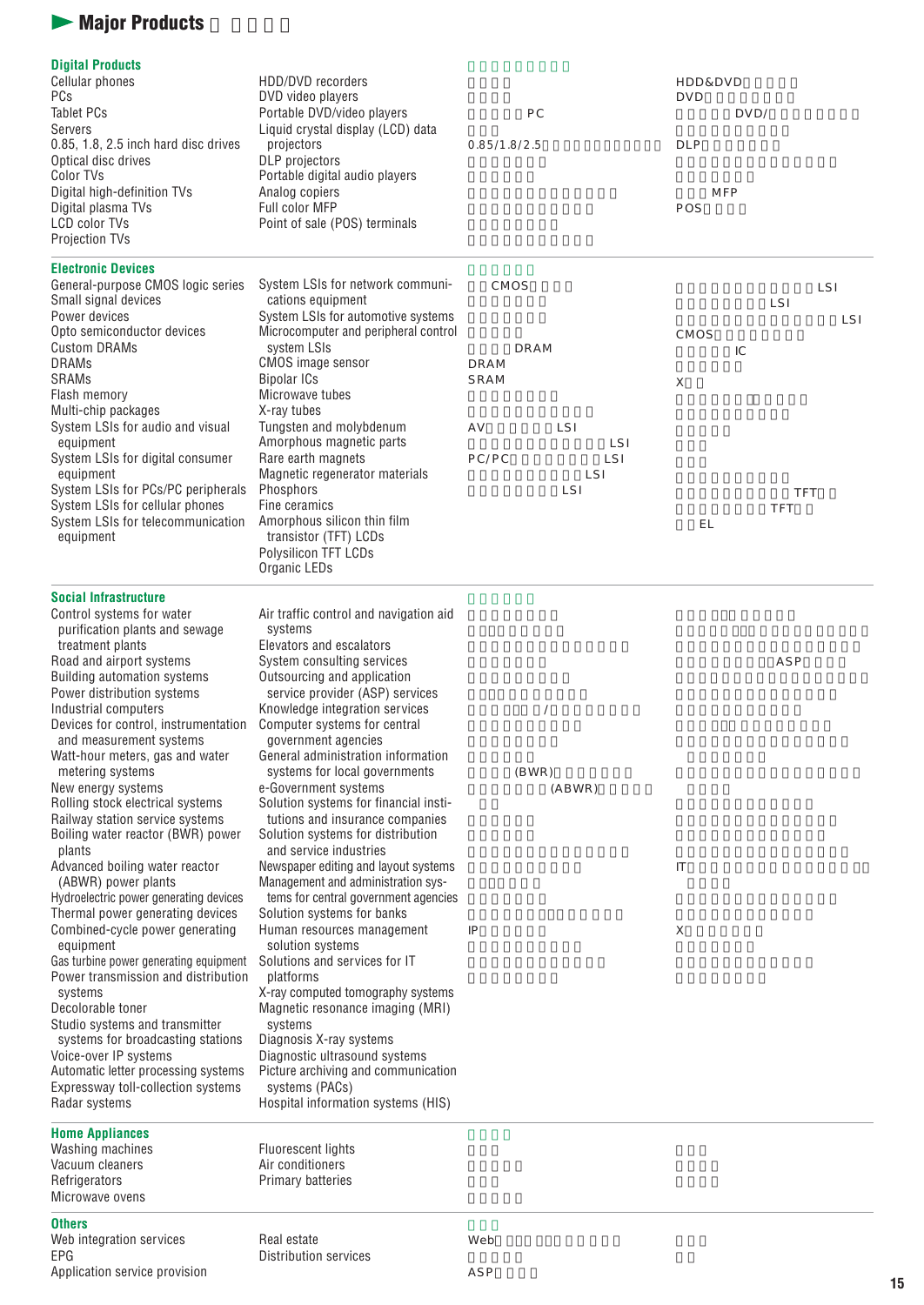# Major Products

## Digital Products

- Cellular phones
- PCs
- Tablet PCs
- Servers
- 0.85, 1.8, 2.5 inch hard disc drives
- Optical disc drives
- Color TVs
- Digital high-definition TVs
- Digital plasma TVs
- LCD color TVs
- Projection TVs
- HDD/DVD recorders
- DVD video players
- Portable DVD/video players
- Liquid crystal display (LCD) data projectors
- DLP projectors
- Portable digital audio players
- Analog copiers
- Full color MFP
- Point of sale (POS) terminals

## Electronic Devices

- General-purpose CMOS logic series
- Small signal devices
- Power devices
- Opto semiconductor devices
- Custom DRAMs
- DRAMs
- SRAMs
- Flash memory
- Multi-chip packages
- System LSIs for audio and visual equipment
- System LSIs for digital consumer equipment
- System LSIs for PCs/PC peripherals
- System LSIs for cellular phones
- System LSIs for telecommunication equipment
- System LSIs for network communications equipment
- System LSIs for automotive systems
- Microcomputer and peripheral control system LSIs
- CMOS image sensor
- Bipolar ICs
- Microwave tubes
- X-ray tubes
- Tungsten and molybdenum
- Amorphous magnetic parts
- Rare earth magnets
- Magnetic regenerator materials
- Phosphors
- Fine ceramics
- Amorphous silicon thin film transistor (TFT) LCDs
- Polysilicon TFT LCDs
- Organic LEDs

## Social Infrastructure

- Control systems for water purification plants and sewage treatment plants
- Road and airport systems
- Building automation systems
- Power distribution systems
- Industrial computers
- Devices for control, instrumentation and measurement systems
- Watt-hour meters, gas and water metering systems
- New energy systems
- Rolling stock electrical systems
- Railway station service systems
- Boiling water reactor (BWR) power plants
- Advanced boiling water reactor (ABWR) power plants
- Hydroelectric power generating devices
- Thermal power generating devices
- Combined-cycle power generating equipment
- Gas turbine power generating equipment
- Power transmission and distribution systems
- Decolorable toner
- Studio systems and transmitter systems for broadcasting stations
- Voice-over IP systems
- Automatic letter processing systems
- Expressway toll-collection systems
- Radar systems
- Air traffic control and navigation aid systems
- Elevators and escalators
- System consulting services
- Outsourcing and application service provider (ASP) services
- Knowledge integration services
- Computer systems for central government agencies
- General administration information systems for local governments
- e-Government systems
- Solution systems for financial institutions and insurance companies
- Solution systems for distribution and service industries
- Newspaper editing and layout systems
- Management and administration systems for central government agencies
- Solution systems for banks
- Human resources management solution systems
- Solutions and services for IT platforms
- X-ray computed tomography systems
- Magnetic resonance imaging (MRI) systems
- Diagnosis X-ray systems
- Diagnostic ultrasound systems
- Picture archiving and communication systems (PACs)
- Hospital information systems (HIS)

## Home Appliances

- Washing machines
- Vacuum cleaners
- Refrigerators
- Microwave ovens
- Fluorescent lights
- Air conditioners
- Primary batteries

## Others

- Web integration services
- EPG
- Application service provision
- Real estate
- Distribution services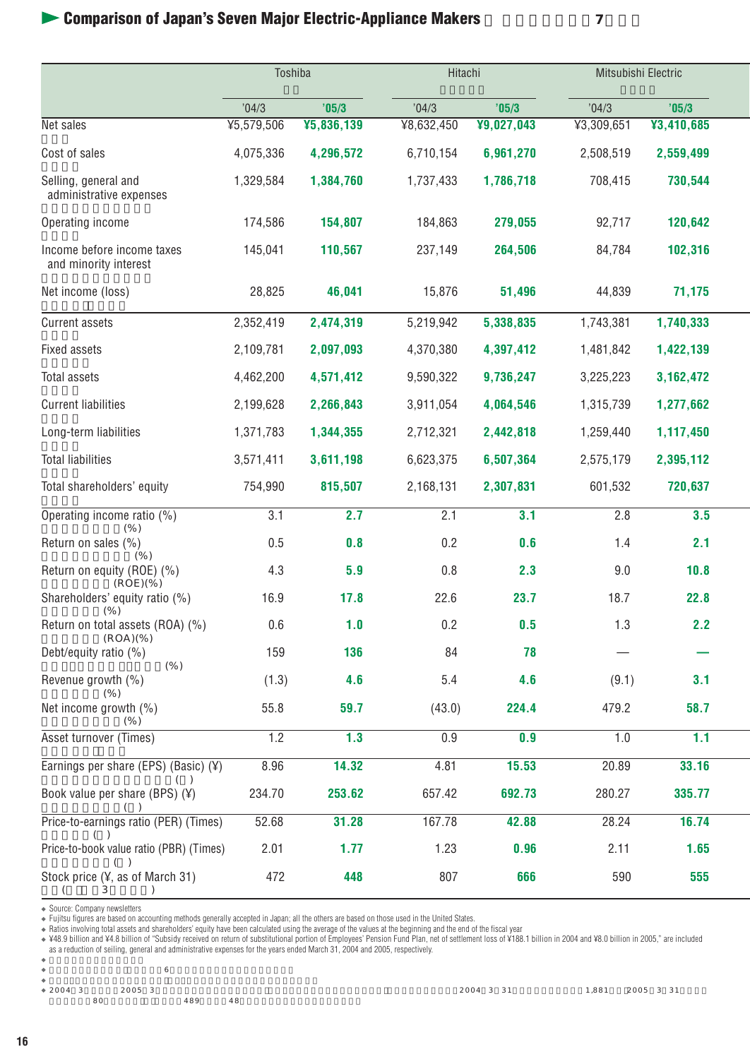## ► Comparison of Japan's Seven Major Electric-Appliance Makers

| | Toshiba | | Hitachi | | Mitsubishi Electric | |
|---|---|---|---|---|---|---|
| | '04/3 | **'05/3** | '04/3 | **'05/3** | '04/3 | **'05/3** |
| Net sales | ¥5,579,506 | **¥5,836,139** | ¥8,632,450 | **¥9,027,043** | ¥3,309,651 | **¥3,410,685** |
| Cost of sales | 4,075,336 | **4,296,572** | 6,710,154 | **6,961,270** | 2,508,519 | **2,559,499** |
| Selling, general and administrative expenses | 1,329,584 | **1,384,760** | 1,737,433 | **1,786,718** | 708,415 | **730,544** |
| Operating income | 174,586 | **154,807** | 184,863 | **279,055** | 92,717 | **120,642** |
| Income before income taxes and minority interest | 145,041 | **110,567** | 237,149 | **264,506** | 84,784 | **102,316** |
| Net income (loss) | 28,825 | **46,041** | 15,876 | **51,496** | 44,839 | **71,175** |
| Current assets | 2,352,419 | **2,474,319** | 5,219,942 | **5,338,835** | 1,743,381 | **1,740,333** |
| Fixed assets | 2,109,781 | **2,097,093** | 4,370,380 | **4,397,412** | 1,481,842 | **1,422,139** |
| Total assets | 4,462,200 | **4,571,412** | 9,590,322 | **9,736,247** | 3,225,223 | **3,162,472** |
| Current liabilities | 2,199,628 | **2,266,843** | 3,911,054 | **4,064,546** | 1,315,739 | **1,277,662** |
| Long-term liabilities | 1,371,783 | **1,344,355** | 2,712,321 | **2,442,818** | 1,259,440 | **1,117,450** |
| Total liabilities | 3,571,411 | **3,611,198** | 6,623,375 | **6,507,364** | 2,575,179 | **2,395,112** |
| Total shareholders' equity | 754,990 | **815,507** | 2,168,131 | **2,307,831** | 601,532 | **720,637** |
| Operating income ratio (%) | 3.1 | **2.7** | 2.1 | **3.1** | 2.8 | **3.5** |
| Return on sales (%) | 0.5 | **0.8** | 0.2 | **0.6** | 1.4 | **2.1** |
| Return on equity (ROE) (%) | 4.3 | **5.9** | 0.8 | **2.3** | 9.0 | **10.8** |
| Shareholders' equity ratio (%) | 16.9 | **17.8** | 22.6 | **23.7** | 18.7 | **22.8** |
| Return on total assets (ROA) (%) | 0.6 | **1.0** | 0.2 | **0.5** | 1.3 | **2.2** |
| Debt/equity ratio (%) | 159 | **136** | 84 | **78** | — | **—** |
| Revenue growth (%) | (1.3) | **4.6** | 5.4 | **4.6** | (9.1) | **3.1** |
| Net income growth (%) | 55.8 | **59.7** | (43.0) | **224.4** | 479.2 | **58.7** |
| Asset turnover (Times) | 1.2 | **1.3** | 0.9 | **0.9** | 1.0 | **1.1** |
| Earnings per share (EPS) (Basic) (¥) | 8.96 | **14.32** | 4.81 | **15.53** | 20.89 | **33.16** |
| Book value per share (BPS) (¥) | 234.70 | **253.62** | 657.42 | **692.73** | 280.27 | **335.77** |
| Price-to-earnings ratio (PER) (Times) | 52.68 | **31.28** | 167.78 | **42.88** | 28.24 | **16.74** |
| Price-to-book value ratio (PBR) (Times) | 2.01 | **1.77** | 1.23 | **0.96** | 2.11 | **1.65** |
| Stock price (¥, as of March 31) | 472 | **448** | 807 | **666** | 590 | **555** |

- Source: Company newsletters
- Fujitsu figures are based on accounting methods generally accepted in Japan; all the others are based on those used in the United States.
- Ratios involving total assets and shareholders' equity have been calculated using the average of the values at the beginning and the end of the fiscal year
- ¥48.9 billion and ¥4.8 billion of "Subsidy received on return of substitutional portion of Employees' Pension Fund Plan, net of settlement loss of ¥188.1 billion in 2004 and ¥8.0 billion in 2005," are included as a reduction of selling, general and administrative expenses for the years ended March 31, 2004 and 2005, respectively.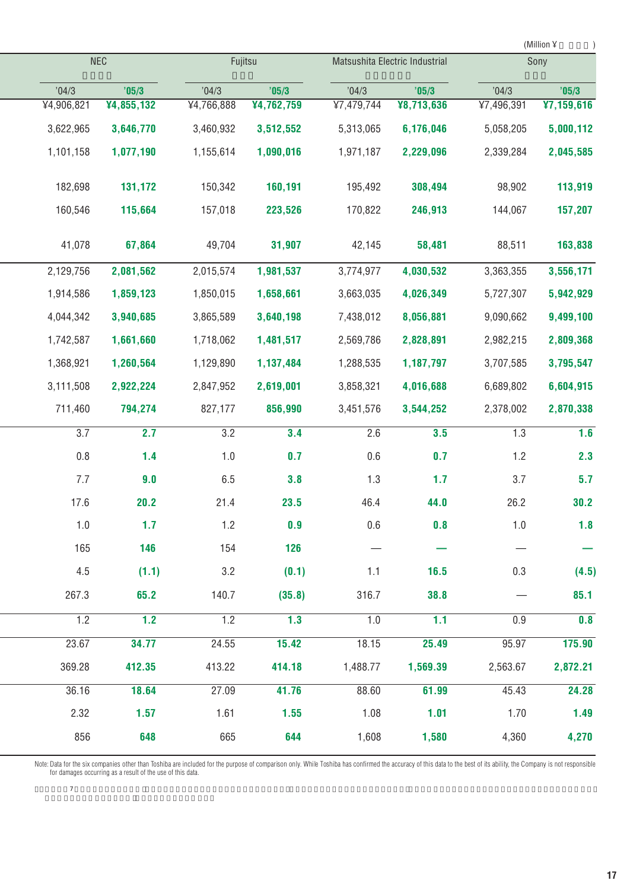(Million ¥ )

| NEC | | Fujitsu | | Matsushita Electric Industrial | | Sony | |
|---|---|---|---|---|---|---|---|
| '04/3 | '05/3 | '04/3 | '05/3 | '04/3 | '05/3 | '04/3 | '05/3 |
| ¥4,906,821 | **¥4,855,132** | ¥4,766,888 | **¥4,762,759** | ¥7,479,744 | **¥8,713,636** | ¥7,496,391 | **¥7,159,616** |
| 3,622,965 | **3,646,770** | 3,460,932 | **3,512,552** | 5,313,065 | **6,176,046** | 5,058,205 | **5,000,112** |
| 1,101,158 | **1,077,190** | 1,155,614 | **1,090,016** | 1,971,187 | **2,229,096** | 2,339,284 | **2,045,585** |
| 182,698 | **131,172** | 150,342 | **160,191** | 195,492 | **308,494** | 98,902 | **113,919** |
| 160,546 | **115,664** | 157,018 | **223,526** | 170,822 | **246,913** | 144,067 | **157,207** |
| 41,078 | **67,864** | 49,704 | **31,907** | 42,145 | **58,481** | 88,511 | **163,838** |
| 2,129,756 | **2,081,562** | 2,015,574 | **1,981,537** | 3,774,977 | **4,030,532** | 3,363,355 | **3,556,171** |
| 1,914,586 | **1,859,123** | 1,850,015 | **1,658,661** | 3,663,035 | **4,026,349** | 5,727,307 | **5,942,929** |
| 4,044,342 | **3,940,685** | 3,865,589 | **3,640,198** | 7,438,012 | **8,056,881** | 9,090,662 | **9,499,100** |
| 1,742,587 | **1,661,660** | 1,718,062 | **1,481,517** | 2,569,786 | **2,828,891** | 2,982,215 | **2,809,368** |
| 1,368,921 | **1,260,564** | 1,129,890 | **1,137,484** | 1,288,535 | **1,187,797** | 3,707,585 | **3,795,547** |
| 3,111,508 | **2,922,224** | 2,847,952 | **2,619,001** | 3,858,321 | **4,016,688** | 6,689,802 | **6,604,915** |
| 711,460 | **794,274** | 827,177 | **856,990** | 3,451,576 | **3,544,252** | 2,378,002 | **2,870,338** |
| 3.7 | **2.7** | 3.2 | **3.4** | 2.6 | **3.5** | 1.3 | **1.6** |
| 0.8 | **1.4** | 1.0 | **0.7** | 0.6 | **0.7** | 1.2 | **2.3** |
| 7.7 | **9.0** | 6.5 | **3.8** | 1.3 | **1.7** | 3.7 | **5.7** |
| 17.6 | **20.2** | 21.4 | **23.5** | 46.4 | **44.0** | 26.2 | **30.2** |
| 1.0 | **1.7** | 1.2 | **0.9** | 0.6 | **0.8** | 1.0 | **1.8** |
| 165 | **146** | 154 | **126** | — | **—** | — | **—** |
| 4.5 | **(1.1)** | 3.2 | **(0.1)** | 1.1 | **16.5** | 0.3 | **(4.5)** |
| 267.3 | **65.2** | 140.7 | **(35.8)** | 316.7 | **38.8** | — | **85.1** |
| 1.2 | **1.2** | 1.2 | **1.3** | 1.0 | **1.1** | 0.9 | **0.8** |
| 23.67 | **34.77** | 24.55 | **15.42** | 18.15 | **25.49** | 95.97 | **175.90** |
| 369.28 | **412.35** | 413.22 | **414.18** | 1,488.77 | **1,569.39** | 2,563.67 | **2,872.21** |
| 36.16 | **18.64** | 27.09 | **41.76** | 88.60 | **61.99** | 45.43 | **24.28** |
| 2.32 | **1.57** | 1.61 | **1.55** | 1.08 | **1.01** | 1.70 | **1.49** |
| 856 | **648** | 665 | **644** | 1,608 | **1,580** | 4,360 | **4,270** |

Note: Data for the six companies other than Toshiba are included for the purpose of comparison only. While Toshiba has confirmed the accuracy of this data to the best of its ability, the Company is not responsible for damages occurring as a result of the use of this data.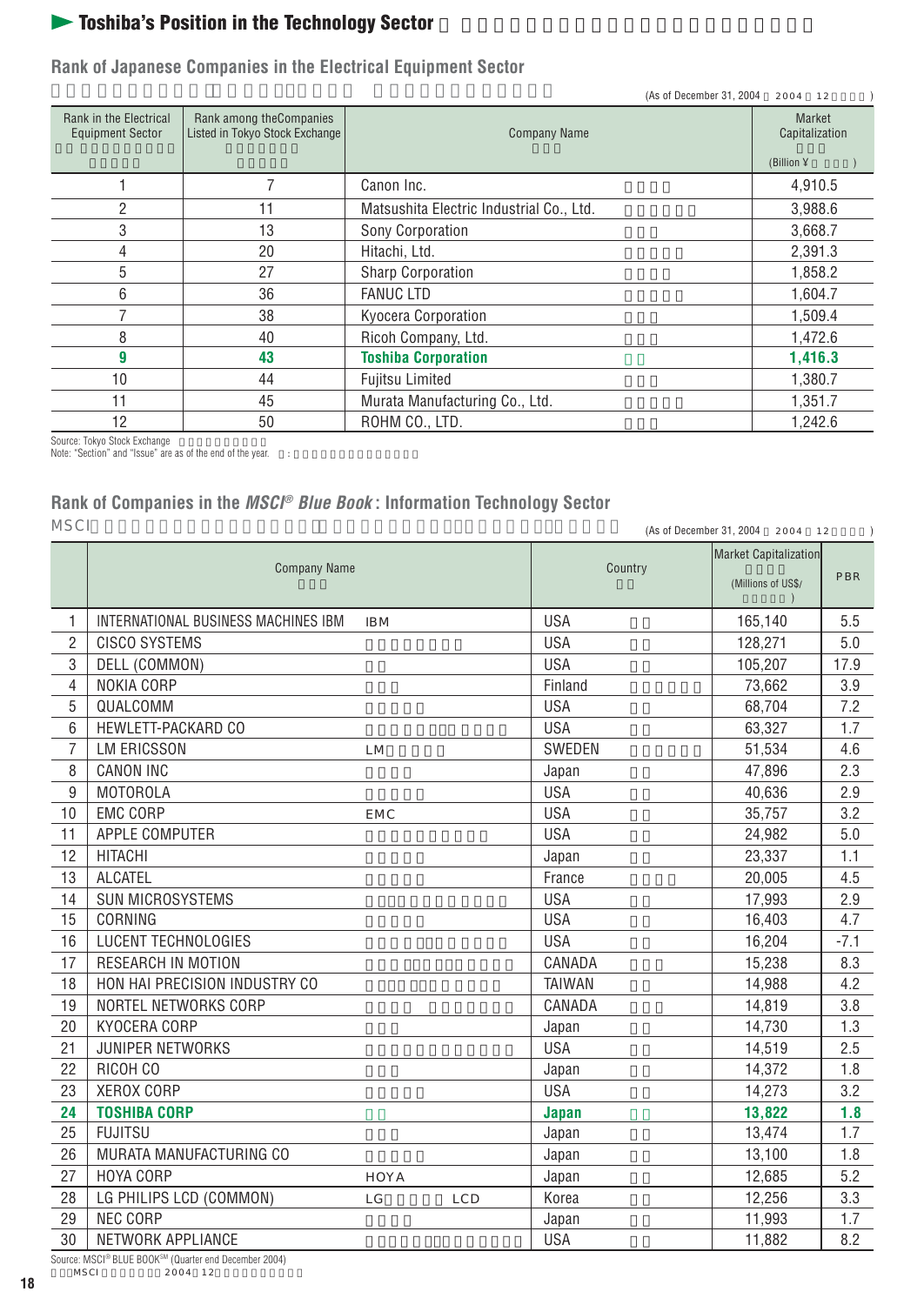## ► Toshiba's Position in the Technology Sector

### Rank of Japanese Companies in the Electrical Equipment Sector

(As of December 31, 2004　2004年12月31日現在)

| Rank in the Electrical Equipment Sector | Rank among the Companies Listed in Tokyo Stock Exchange | Company Name | Market Capitalization (Billion ¥) |
|---|---|---|---|
| 1 | 7 | Canon Inc. | 4,910.5 |
| 2 | 11 | Matsushita Electric Industrial Co., Ltd. | 3,988.6 |
| 3 | 13 | Sony Corporation | 3,668.7 |
| 4 | 20 | Hitachi, Ltd. | 2,391.3 |
| 5 | 27 | Sharp Corporation | 1,858.2 |
| 6 | 36 | FANUC LTD | 1,604.7 |
| 7 | 38 | Kyocera Corporation | 1,509.4 |
| 8 | 40 | Ricoh Company, Ltd. | 1,472.6 |
| **9** | **43** | **Toshiba Corporation** | **1,416.3** |
| 10 | 44 | Fujitsu Limited | 1,380.7 |
| 11 | 45 | Murata Manufacturing Co., Ltd. | 1,351.7 |
| 12 | 50 | ROHM CO., LTD. | 1,242.6 |

Source: Tokyo Stock Exchange
Note: "Section" and "Issue" are as of the end of the year.

### Rank of Companies in the *MSCI® Blue Book*: Information Technology Sector

(As of December 31, 2004　2004年12月31日現在)

| | Company Name | Country | Market Capitalization (Millions of US$) | PBR |
|---|---|---|---|---|
| 1 | INTERNATIONAL BUSINESS MACHINES IBM | USA | 165,140 | 5.5 |
| 2 | CISCO SYSTEMS | USA | 128,271 | 5.0 |
| 3 | DELL (COMMON) | USA | 105,207 | 17.9 |
| 4 | NOKIA CORP | Finland | 73,662 | 3.9 |
| 5 | QUALCOMM | USA | 68,704 | 7.2 |
| 6 | HEWLETT-PACKARD CO | USA | 63,327 | 1.7 |
| 7 | LM ERICSSON | SWEDEN | 51,534 | 4.6 |
| 8 | CANON INC | Japan | 47,896 | 2.3 |
| 9 | MOTOROLA | USA | 40,636 | 2.9 |
| 10 | EMC CORP | USA | 35,757 | 3.2 |
| 11 | APPLE COMPUTER | USA | 24,982 | 5.0 |
| 12 | HITACHI | Japan | 23,337 | 1.1 |
| 13 | ALCATEL | France | 20,005 | 4.5 |
| 14 | SUN MICROSYSTEMS | USA | 17,993 | 2.9 |
| 15 | CORNING | USA | 16,403 | 4.7 |
| 16 | LUCENT TECHNOLOGIES | USA | 16,204 | -7.1 |
| 17 | RESEARCH IN MOTION | CANADA | 15,238 | 8.3 |
| 18 | HON HAI PRECISION INDUSTRY CO | TAIWAN | 14,988 | 4.2 |
| 19 | NORTEL NETWORKS CORP | CANADA | 14,819 | 3.8 |
| 20 | KYOCERA CORP | Japan | 14,730 | 1.3 |
| 21 | JUNIPER NETWORKS | USA | 14,519 | 2.5 |
| 22 | RICOH CO | Japan | 14,372 | 1.8 |
| 23 | XEROX CORP | USA | 14,273 | 3.2 |
| **24** | **TOSHIBA CORP** | **Japan** | **13,822** | **1.8** |
| 25 | FUJITSU | Japan | 13,474 | 1.7 |
| 26 | MURATA MANUFACTURING CO | Japan | 13,100 | 1.8 |
| 27 | HOYA CORP | Japan | 12,685 | 5.2 |
| 28 | LG PHILIPS LCD (COMMON) | Korea | 12,256 | 3.3 |
| 29 | NEC CORP | Japan | 11,993 | 1.7 |
| 30 | NETWORK APPLIANCE | USA | 11,882 | 8.2 |

Source: MSCI® BLUE BOOK℠ (Quarter end December 2004)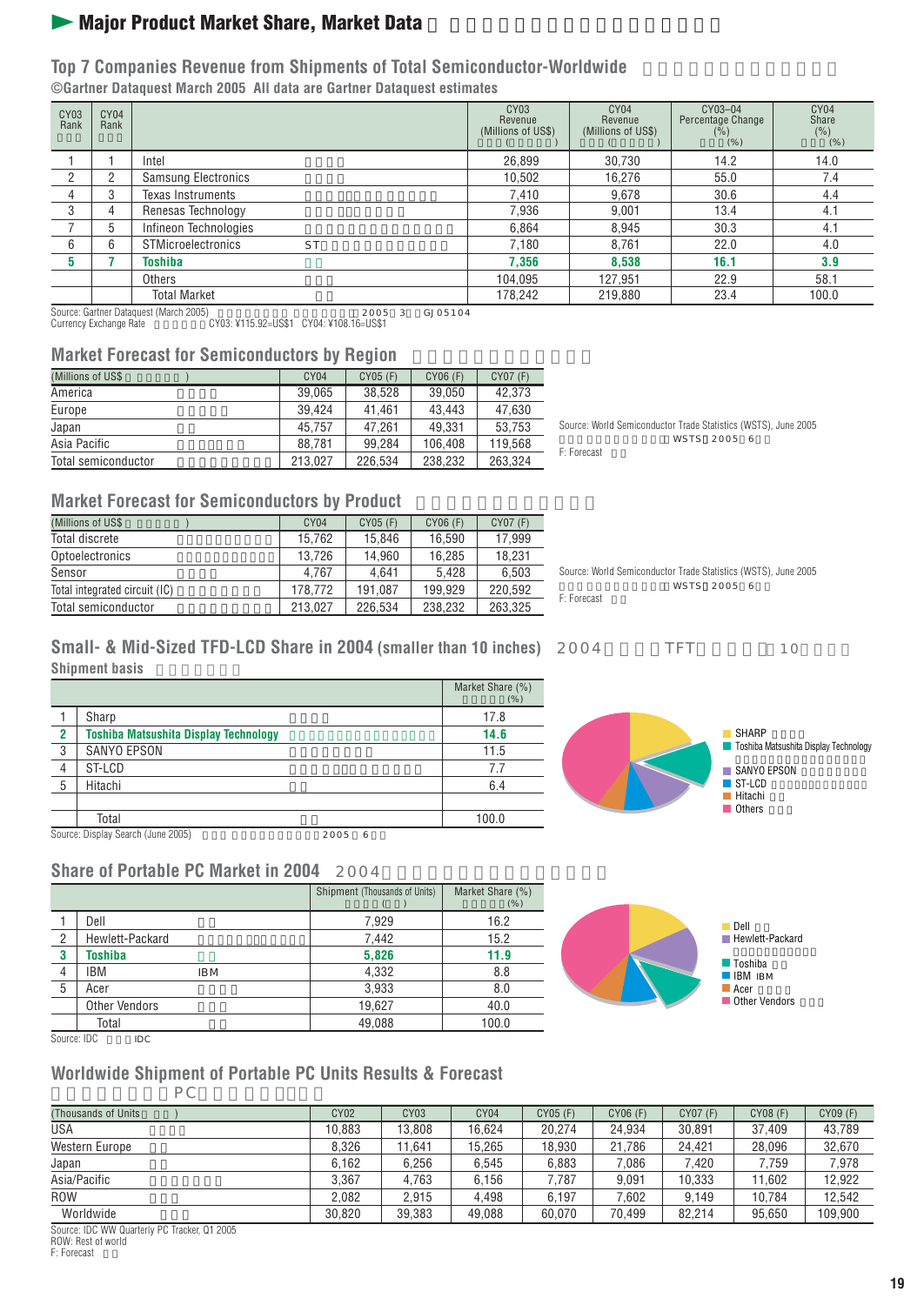## ► Major Product Market Share, Market Data

### Top 7 Companies Revenue from Shipments of Total Semiconductor-Worldwide

©Gartner Dataquest March 2005 All data are Gartner Dataquest estimates

| CY03 Rank | CY04 Rank | | CY03 Revenue (Millions of US$) | CY04 Revenue (Millions of US$) | CY03–04 Percentage Change (%) | CY04 Share (%) |
|---|---|---|---|---|---|---|
| 1 | 1 | Intel | 26,899 | 30,730 | 14.2 | 14.0 |
| 2 | 2 | Samsung Electronics | 10,502 | 16,276 | 55.0 | 7.4 |
| 4 | 3 | Texas Instruments | 7,410 | 9,678 | 30.6 | 4.4 |
| 3 | 4 | Renesas Technology | 7,936 | 9,001 | 13.4 | 4.1 |
| 7 | 5 | Infineon Technologies | 6,864 | 8,945 | 30.3 | 4.1 |
| 6 | 6 | STMicroelectronics ST | 7,180 | 8,761 | 22.0 | 4.0 |
| **5** | **7** | **Toshiba** | **7,356** | **8,538** | **16.1** | **3.9** |
| | | Others | 104,095 | 127,951 | 22.9 | 58.1 |
| | | Total Market | 178,242 | 219,880 | 23.4 | 100.0 |

Source: Gartner Dataquest (March 2005) 2005 3 GJ05104
Currency Exchange Rate CY03: ¥115.92=US$1 CY04: ¥108.16=US$1

### Market Forecast for Semiconductors by Region

| (Millions of US$) | CY04 | CY05 (F) | CY06 (F) | CY07 (F) |
|---|---|---|---|---|
| America | 39,065 | 38,528 | 39,050 | 42,373 |
| Europe | 39,424 | 41,461 | 43,443 | 47,630 |
| Japan | 45,757 | 47,261 | 49,331 | 53,753 |
| Asia Pacific | 88,781 | 99,284 | 106,408 | 119,568 |
| Total semiconductor | 213,027 | 226,534 | 238,232 | 263,324 |

Source: World Semiconductor Trade Statistics (WSTS), June 2005
WSTS 2005 6
F: Forecast

### Market Forecast for Semiconductors by Product

| (Millions of US$) | CY04 | CY05 (F) | CY06 (F) | CY07 (F) |
|---|---|---|---|---|
| Total discrete | 15,762 | 15,846 | 16,590 | 17,999 |
| Optoelectronics | 13,726 | 14,960 | 16,285 | 18,231 |
| Sensor | 4,767 | 4,641 | 5,428 | 6,503 |
| Total integrated circuit (IC) | 178,772 | 191,087 | 199,929 | 220,592 |
| Total semiconductor | 213,027 | 226,534 | 238,232 | 263,325 |

Source: World Semiconductor Trade Statistics (WSTS), June 2005
WSTS 2005 6
F: Forecast

### Small- & Mid-Sized TFD-LCD Share in 2004 (smaller than 10 inches) 2004 TFT 10

Shipment basis

| | | Market Share (%) |
|---|---|---|
| 1 | Sharp | 17.8 |
| **2** | **Toshiba Matsushita Display Technology** | **14.6** |
| 3 | SANYO EPSON | 11.5 |
| 4 | ST-LCD | 7.7 |
| 5 | Hitachi | 6.4 |
| | Total | 100.0 |

Source: Display Search (June 2005) 2005 6

SHARP, Toshiba Matsushita Display Technology, SANYO EPSON, ST-LCD, Hitachi, Others

### Share of Portable PC Market in 2004 2004

| | | Shipment (Thousands of Units) | Market Share (%) |
|---|---|---|---|
| 1 | Dell | 7,929 | 16.2 |
| 2 | Hewlett-Packard | 7,442 | 15.2 |
| **3** | **Toshiba** | **5,826** | **11.9** |
| 4 | IBM | 4,332 | 8.8 |
| 5 | Acer | 3,933 | 8.0 |
| | Other Vendors | 19,627 | 40.0 |
| | Total | 49,088 | 100.0 |

Source: IDC IDC

Dell, Hewlett-Packard, Toshiba, IBM, Acer, Other Vendors

### Worldwide Shipment of Portable PC Units Results & Forecast

PC

| (Thousands of Units) | CY02 | CY03 | CY04 | CY05 (F) | CY06 (F) | CY07 (F) | CY08 (F) | CY09 (F) |
|---|---|---|---|---|---|---|---|---|
| USA | 10,883 | 13,808 | 16,624 | 20,274 | 24,934 | 30,891 | 37,409 | 43,789 |
| Western Europe | 8,326 | 11,641 | 15,265 | 18,930 | 21,786 | 24,421 | 28,096 | 32,670 |
| Japan | 6,162 | 6,256 | 6,545 | 6,883 | 7,086 | 7,420 | 7,759 | 7,978 |
| Asia/Pacific | 3,367 | 4,763 | 6,156 | 7,787 | 9,091 | 10,333 | 11,602 | 12,922 |
| ROW | 2,082 | 2,915 | 4,498 | 6,197 | 7,602 | 9,149 | 10,784 | 12,542 |
| Worldwide | 30,820 | 39,383 | 49,088 | 60,070 | 70,499 | 82,214 | 95,650 | 109,900 |

Source: IDC WW Quarterly PC Tracker, Q1 2005
ROW: Rest of world
F: Forecast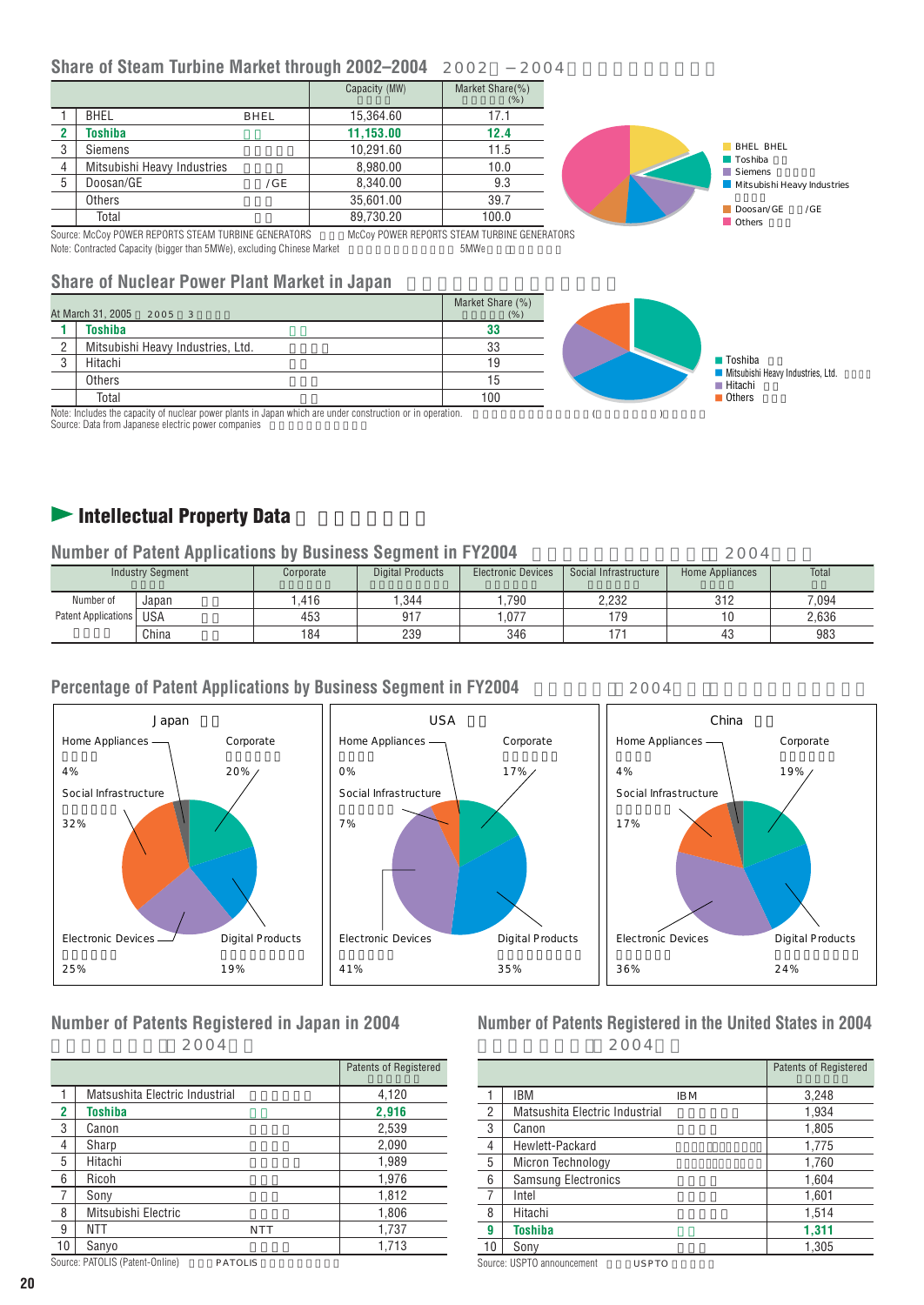## Share of Steam Turbine Market through 2002–2004

| | | Capacity (MW) | Market Share(%) |
|---|---|---|---|
| 1 | BHEL | 15,364.60 | 17.1 |
| **2** | **Toshiba** | **11,153.00** | **12.4** |
| 3 | Siemens | 10,291.60 | 11.5 |
| 4 | Mitsubishi Heavy Industries | 8,980.00 | 10.0 |
| 5 | Doosan/GE | 8,340.00 | 9.3 |
| | Others | 35,601.00 | 39.7 |
| | Total | 89,730.20 | 100.0 |

Source: McCoy POWER REPORTS STEAM TURBINE GENERATORS
Note: Contracted Capacity (bigger than 5MWe), excluding Chinese Market

BHEL, Toshiba, Siemens, Mitsubishi Heavy Industries, Doosan/GE, Others

## Share of Nuclear Power Plant Market in Japan

| At March 31, 2005 | | Market Share (%) |
|---|---|---|
| **1** | **Toshiba** | **33** |
| 2 | Mitsubishi Heavy Industries, Ltd. | 33 |
| 3 | Hitachi | 19 |
| | Others | 15 |
| | Total | 100 |

Note: Includes the capacity of nuclear power plants in Japan which are under construction or in operation.
Source: Data from Japanese electric power companies

Toshiba, Mitsubishi Heavy Industries, Ltd., Hitachi, Others

# Intellectual Property Data

## Number of Patent Applications by Business Segment in FY2004

| Industry Segment | | Corporate | Digital Products | Electronic Devices | Social Infrastructure | Home Appliances | Total |
|---|---|---|---|---|---|---|---|
| Number of Patent Applications | Japan | 1,416 | 1,344 | 1,790 | 2,232 | 312 | 7,094 |
| | USA | 453 | 917 | 1,077 | 179 | 10 | 2,636 |
| | China | 184 | 239 | 346 | 171 | 43 | 983 |

## Percentage of Patent Applications by Business Segment in FY2004

| | Japan | USA | China |
|---|---|---|---|
| Home Appliances | 4% | 0% | 4% |
| Corporate | 20% | 17% | 19% |
| Social Infrastructure | 32% | 7% | 17% |
| Electronic Devices | 25% | 41% | 36% |
| Digital Products | 19% | 35% | 24% |

## Number of Patents Registered in Japan in 2004

| | | Patents of Registered |
|---|---|---|
| 1 | Matsushita Electric Industrial | 4,120 |
| **2** | **Toshiba** | **2,916** |
| 3 | Canon | 2,539 |
| 4 | Sharp | 2,090 |
| 5 | Hitachi | 1,989 |
| 6 | Ricoh | 1,976 |
| 7 | Sony | 1,812 |
| 8 | Mitsubishi Electric | 1,806 |
| 9 | NTT | 1,737 |
| 10 | Sanyo | 1,713 |

Source: PATOLIS (Patent-Online)

## Number of Patents Registered in the United States in 2004

| | | Patents of Registered |
|---|---|---|
| 1 | IBM | 3,248 |
| 2 | Matsushita Electric Industrial | 1,934 |
| 3 | Canon | 1,805 |
| 4 | Hewlett-Packard | 1,775 |
| 5 | Micron Technology | 1,760 |
| 6 | Samsung Electronics | 1,604 |
| 7 | Intel | 1,601 |
| 8 | Hitachi | 1,514 |
| **9** | **Toshiba** | **1,311** |
| 10 | Sony | 1,305 |

Source: USPTO announcement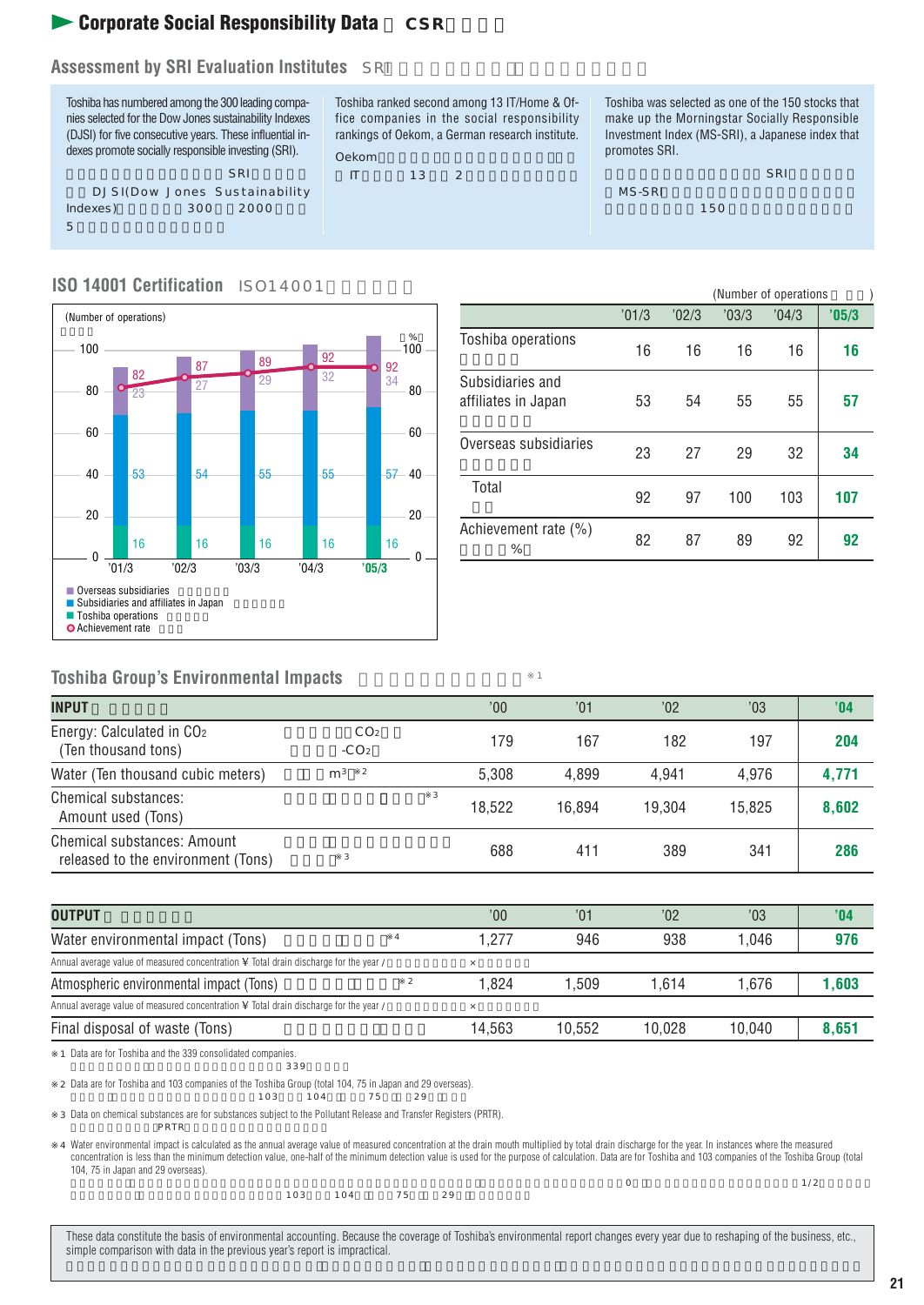# Corporate Social Responsibility Data （CSR データ）

## Assessment by SRI Evaluation Institutes

Toshiba has numbered among the 300 leading companies selected for the Dow Jones sustainability Indexes (DJSI) for five consecutive years. These influential indexes promote socially responsible investing (SRI).

Toshiba ranked second among 13 IT/Home & Office companies in the social responsibility rankings of Oekom, a German research institute.

Toshiba was selected as one of the 150 stocks that make up the Morningstar Socially Responsible Investment Index (MS-SRI), a Japanese index that promotes SRI.

## ISO 14001 Certification

(Number of operations)

| | '01/3 | '02/3 | '03/3 | '04/3 | '05/3 |
|---|---|---|---|---|---|
| Toshiba operations | 16 | 16 | 16 | 16 | **16** |
| Subsidiaries and affiliates in Japan | 53 | 54 | 55 | 55 | **57** |
| Overseas subsidiaries | 23 | 27 | 29 | 32 | **34** |
| Total | 92 | 97 | 100 | 103 | **107** |
| Achievement rate (%) | 82 | 87 | 89 | 92 | **92** |

Chart legend: Overseas subsidiaries / Subsidiaries and affiliates in Japan / Toshiba operations / Achievement rate

## Toshiba Group's Environmental Impacts ※1

| INPUT | '00 | '01 | '02 | '03 | '04 |
|---|---|---|---|---|---|
| Energy: Calculated in $CO_2$ (Ten thousand tons) | 179 | 167 | 182 | 197 | **204** |
| Water (Ten thousand cubic meters) ※2 | 5,308 | 4,899 | 4,941 | 4,976 | **4,771** |
| Chemical substances: Amount used (Tons) ※3 | 18,522 | 16,894 | 19,304 | 15,825 | **8,602** |
| Chemical substances: Amount released to the environment (Tons) ※3 | 688 | 411 | 389 | 341 | **286** |

| OUTPUT | '00 | '01 | '02 | '03 | '04 |
|---|---|---|---|---|---|
| Water environmental impact (Tons) ※4 | 1,277 | 946 | 938 | 1,046 | **976** |
| Annual average value of measured concentration ¥ Total drain discharge for the year | | | | | |
| Atmospheric environmental impact (Tons) ※2 | 1,824 | 1,509 | 1,614 | 1,676 | **1,603** |
| Annual average value of measured concentration ¥ Total drain discharge for the year | | | | | |
| Final disposal of waste (Tons) | 14,563 | 10,552 | 10,028 | 10,040 | **8,651** |

※1 Data are for Toshiba and the 339 consolidated companies.

※2 Data are for Toshiba and 103 companies of the Toshiba Group (total 104, 75 in Japan and 29 overseas).

※3 Data on chemical substances are for substances subject to the Pollutant Release and Transfer Registers (PRTR).

※4 Water environmental impact is calculated as the annual average value of measured concentration at the drain mouth multiplied by total drain discharge for the year. In instances where the measured concentration is less than the minimum detection value, one-half of the minimum detection value is used for the purpose of calculation. Data are for Toshiba and 103 companies of the Toshiba Group (total 104, 75 in Japan and 29 overseas).

These data constitute the basis of environmental accounting. Because the coverage of Toshiba's environmental report changes every year due to reshaping of the business, etc., simple comparison with data in the previous year's report is impractical.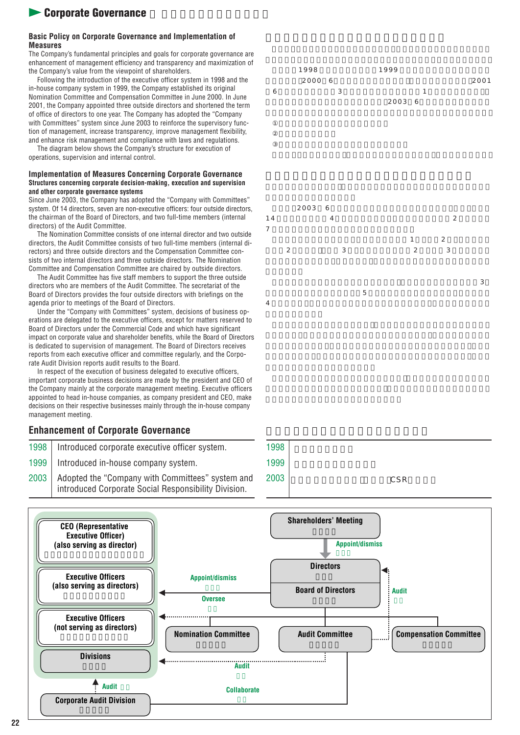# Corporate Governance

### Basic Policy on Corporate Governance and Implementation of Measures

The Company's fundamental principles and goals for corporate governance are enhancement of management efficiency and transparency and maximization of the Company's value from the viewpoint of shareholders.

Following the introduction of the executive officer system in 1998 and the in-house company system in 1999, the Company established its original Nomination Committee and Compensation Committee in June 2000. In June 2001, the Company appointed three outside directors and shortened the term of office of directors to one year. The Company has adopted the "Company with Committees" system since June 2003 to reinforce the supervisory function of management, increase transparency, improve management flexibility, and enhance risk management and compliance with laws and regulations.

The diagram below shows the Company's structure for execution of operations, supervision and internal control.

### Implementation of Measures Concerning Corporate Governance

**Structures concerning corporate decision-making, execution and supervision and other corporate governance systems**

Since June 2003, the Company has adopted the "Company with Committees" system. Of 14 directors, seven are non-executive officers: four outside directors, the chairman of the Board of Directors, and two full-time members (internal directors) of the Audit Committee.

The Nomination Committee consists of one internal director and two outside directors, the Audit Committee consists of two full-time members (internal directors) and three outside directors and the Compensation Committee consists of two internal directors and three outside directors. The Nomination Committee and Compensation Committee are chaired by outside directors.

The Audit Committee has five staff members to support the three outside directors who are members of the Audit Committee. The secretariat of the Board of Directors provides the four outside directors with briefings on the agenda prior to meetings of the Board of Directors.

Under the "Company with Committees" system, decisions of business operations are delegated to the executive officers, except for matters reserved to Board of Directors under the Commercial Code and which have significant impact on corporate value and shareholder benefits, while the Board of Directors is dedicated to supervision of management. The Board of Directors receives reports from each executive officer and committee regularly, and the Corporate Audit Division reports audit results to the Board.

In respect of the execution of business delegated to executive officers, important corporate business decisions are made by the president and CEO of the Company mainly at the corporate management meeting. Executive officers appointed to head in-house companies, as company president and CEO, make decisions on their respective businesses mainly through the in-house company management meeting.

## Enhancement of Corporate Governance

| Year | Event |
| --- | --- |
| 1998 | Introduced corporate executive officer system. |
| 1999 | Introduced in-house company system. |
| 2003 | Adopted the "Company with Committees" system and introduced Corporate Social Responsibility Division. |

**Diagram:**

- Shareholders' Meeting — Appoint/dismiss → Directors / Board of Directors
- Board of Directors — Appoint/dismiss, Oversee → CEO (Representative Executive Officer) (also serving as director); Executive Officers (also serving as directors); Executive Officers (not serving as directors); Divisions
- Board of Directors → Nomination Committee, Audit Committee, Compensation Committee
- Audit Committee — Audit → Directors; Audit → Executive Officers / Divisions
- Audit Committee — Collaborate → Corporate Audit Division
- Corporate Audit Division — Audit → Divisions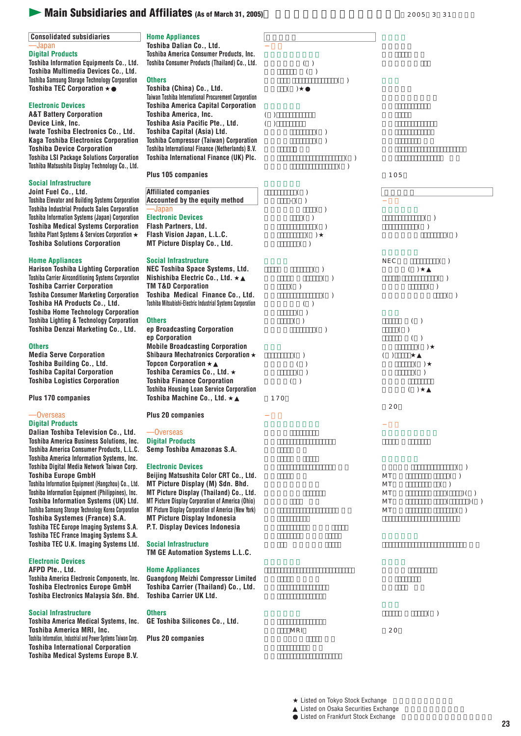# Main Subsidiaries and Affiliates (As of March 31, 2005)

## Consolidated subsidiaries

### —Japan

**Digital Products**
- Toshiba Information Equipments Co., Ltd.
- Toshiba Multimedia Devices Co., Ltd.
- Toshiba Samsung Storage Technology Corporation
- Toshiba TEC Corporation ★●

**Electronic Devices**
- A&T Battery Corporation
- Device Link, Inc.
- Iwate Toshiba Electronics Co., Ltd.
- Kaga Toshiba Electronics Corporation
- Toshiba Device Corporation
- Toshiba LSI Package Solutions Corporation
- Toshiba Matsushita Display Technology Co., Ltd.

**Social Infrastructure**
- Joint Fuel Co., Ltd.
- Toshiba Elevator and Building Systems Corporation
- Toshiba Industrial Products Sales Corporation
- Toshiba Information Systems (Japan) Corporation
- Toshiba Medical Systems Corporation
- Toshiba Plant Systems & Services Corporation ★
- Toshiba Solutions Corporation

**Home Appliances**
- Harison Toshiba Lighting Corporation
- Toshiba Carrier Airconditioning Systems Corporation
- Toshiba Carrier Corporation
- Toshiba Consumer Marketing Corporation
- Toshiba HA Products Co., Ltd.
- Toshiba Home Technology Corporation
- Toshiba Lighting & Technology Corporation
- Toshiba Denzai Marketing Co., Ltd.

**Others**
- Media Serve Corporation
- Toshiba Building Co., Ltd.
- Toshiba Capital Corporation
- Toshiba Logistics Corporation

Plus 170 companies

### —Overseas

**Digital Products**
- Dalian Toshiba Television Co., Ltd.
- Toshiba America Business Solutions, Inc.
- Toshiba America Consumer Products, L.L.C.
- Toshiba America Information Systems, Inc.
- Toshiba Digital Media Network Taiwan Corp.
- Toshiba Europe GmbH
- Toshiba Information Equipment (Hangzhou) Co., Ltd.
- Toshiba Information Equipment (Philippines), Inc.
- Toshiba Information Systems (UK) Ltd.
- Toshiba Samsung Storage Technology Korea Corporation
- Toshiba Systemes (France) S.A.
- Toshiba TEC Europe Imaging Systems S.A.
- Toshiba TEC France Imaging Systems S.A.
- Toshiba TEC U.K. Imaging Systems Ltd.

**Electronic Devices**
- AFPD Pte., Ltd.
- Toshiba America Electronic Components, Inc.
- Toshiba Electronics Europe GmbH
- Toshiba Electronics Malaysia Sdn. Bhd.

**Social Infrastructure**
- Toshiba America Medical Systems, Inc.
- Toshiba America MRI, Inc.
- Toshiba Information, Industrial and Power Systems Taiwan Corp.
- Toshiba International Corporation
- Toshiba Medical Systems Europe B.V.

**Home Appliances**
- Toshiba Dalian Co., Ltd.
- Toshiba America Consumer Products, Inc.
- Toshiba Consumer Products (Thailand) Co., Ltd.

**Others**
- Toshiba (China) Co., Ltd.
- Taiwan Toshiba International Procurement Corporation
- Toshiba America Capital Corporation
- Toshiba America, Inc.
- Toshiba Asia Pacific Pte., Ltd.
- Toshiba Capital (Asia) Ltd.
- Toshiba Compressor (Taiwan) Corporation
- Toshiba International Finance (Netherlands) B.V.
- Toshiba International Finance (UK) Plc.

Plus 105 companies

## Affiliated companies Accounted by the equity method

### —Japan

**Electronic Devices**
- Flash Partners, Ltd.
- Flash Vision Japan, L.L.C.
- MT Picture Display Co., Ltd.

**Social Infrastructure**
- NEC Toshiba Space Systems, Ltd.
- Nishishiba Electric Co., Ltd. ★▲
- TM T&D Corporation
- Toshiba Medical Finance Co., Ltd.
- Toshiba Mitsubishi-Electric Industrial Systems Corporation

**Others**
- ep Broadcasting Corporation
- ep Corporation
- Mobile Broadcasting Corporation
- Shibaura Mechatronics Corporation ★
- Topcon Corporation ★▲
- Toshiba Ceramics Co., Ltd. ★
- Toshiba Finance Corporation
- Toshiba Housing Loan Service Corporation
- Toshiba Machine Co., Ltd. ★▲

Plus 20 companies

### —Overseas

**Digital Products**
- Semp Toshiba Amazonas S.A.

**Electronic Devices**
- Beijing Matsushita Color CRT Co., Ltd.
- MT Picture Display (M) Sdn. Bhd.
- MT Picture Display (Thailand) Co., Ltd.
- MT Picture Display Corporation of America (Ohio)
- MT Picture Display Corporation of America (New York)
- MT Picture Display Indonesia
- P.T. Display Devices Indonesia

**Social Infrastructure**
- TM GE Automation Systems L.L.C.

**Home Appliances**
- Guangdong Meizhi Compressor Limited
- Toshiba Carrier (Thailand) Co., Ltd.
- Toshiba Carrier UK Ltd.

**Others**
- GE Toshiba Silicones Co., Ltd.

Plus 20 companies

★ Listed on Tokyo Stock Exchange
▲ Listed on Osaka Securities Exchange
● Listed on Frankfurt Stock Exchange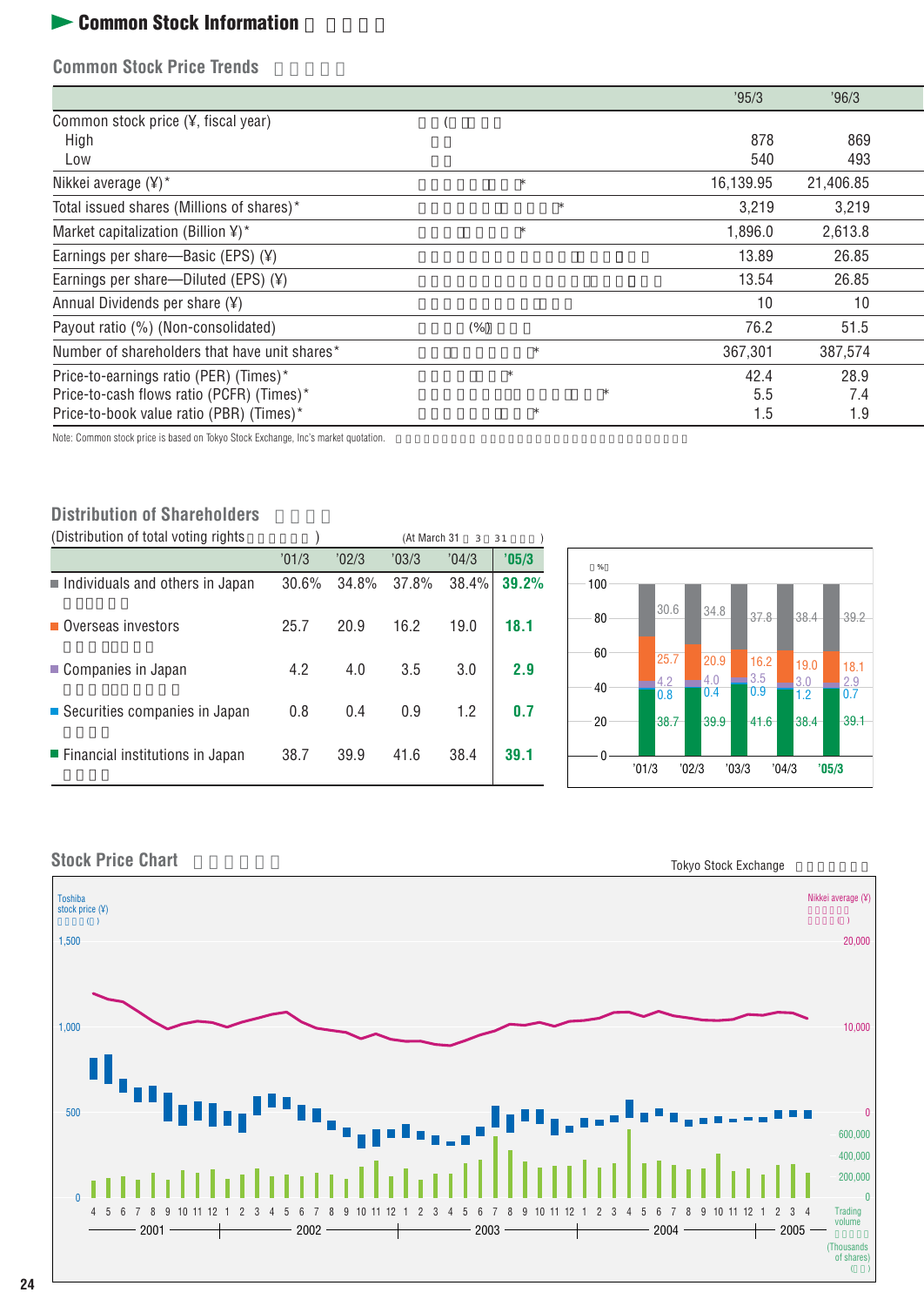## Common Stock Information

### Common Stock Price Trends

| | '95/3 | '96/3 |
|---|---|---|
| Common stock price (¥, fiscal year) | | |
| High | 878 | 869 |
| Low | 540 | 493 |
| Nikkei average (¥)* | 16,139.95 | 21,406.85 |
| Total issued shares (Millions of shares)* | 3,219 | 3,219 |
| Market capitalization (Billion ¥)* | 1,896.0 | 2,613.8 |
| Earnings per share—Basic (EPS) (¥) | 13.89 | 26.85 |
| Earnings per share—Diluted (EPS) (¥) | 13.54 | 26.85 |
| Annual Dividends per share (¥) | 10 | 10 |
| Payout ratio (%) (Non-consolidated) | 76.2 | 51.5 |
| Number of shareholders that have unit shares* | 367,301 | 387,574 |
| Price-to-earnings ratio (PER) (Times)* | 42.4 | 28.9 |
| Price-to-cash flows ratio (PCFR) (Times)* | 5.5 | 7.4 |
| Price-to-book value ratio (PBR) (Times)* | 1.5 | 1.9 |

Note: Common stock price is based on Tokyo Stock Exchange, Inc's market quotation.

### Distribution of Shareholders

(Distribution of total voting rights) (At March 31)

| | '01/3 | '02/3 | '03/3 | '04/3 | '05/3 |
|---|---|---|---|---|---|
| Individuals and others in Japan | 30.6% | 34.8% | 37.8% | 38.4% | **39.2%** |
| Overseas investors | 25.7 | 20.9 | 16.2 | 19.0 | **18.1** |
| Companies in Japan | 4.2 | 4.0 | 3.5 | 3.0 | **2.9** |
| Securities companies in Japan | 0.8 | 0.4 | 0.9 | 1.2 | **0.7** |
| Financial institutions in Japan | 38.7 | 39.9 | 41.6 | 38.4 | **39.1** |

### Stock Price Chart

Tokyo Stock Exchange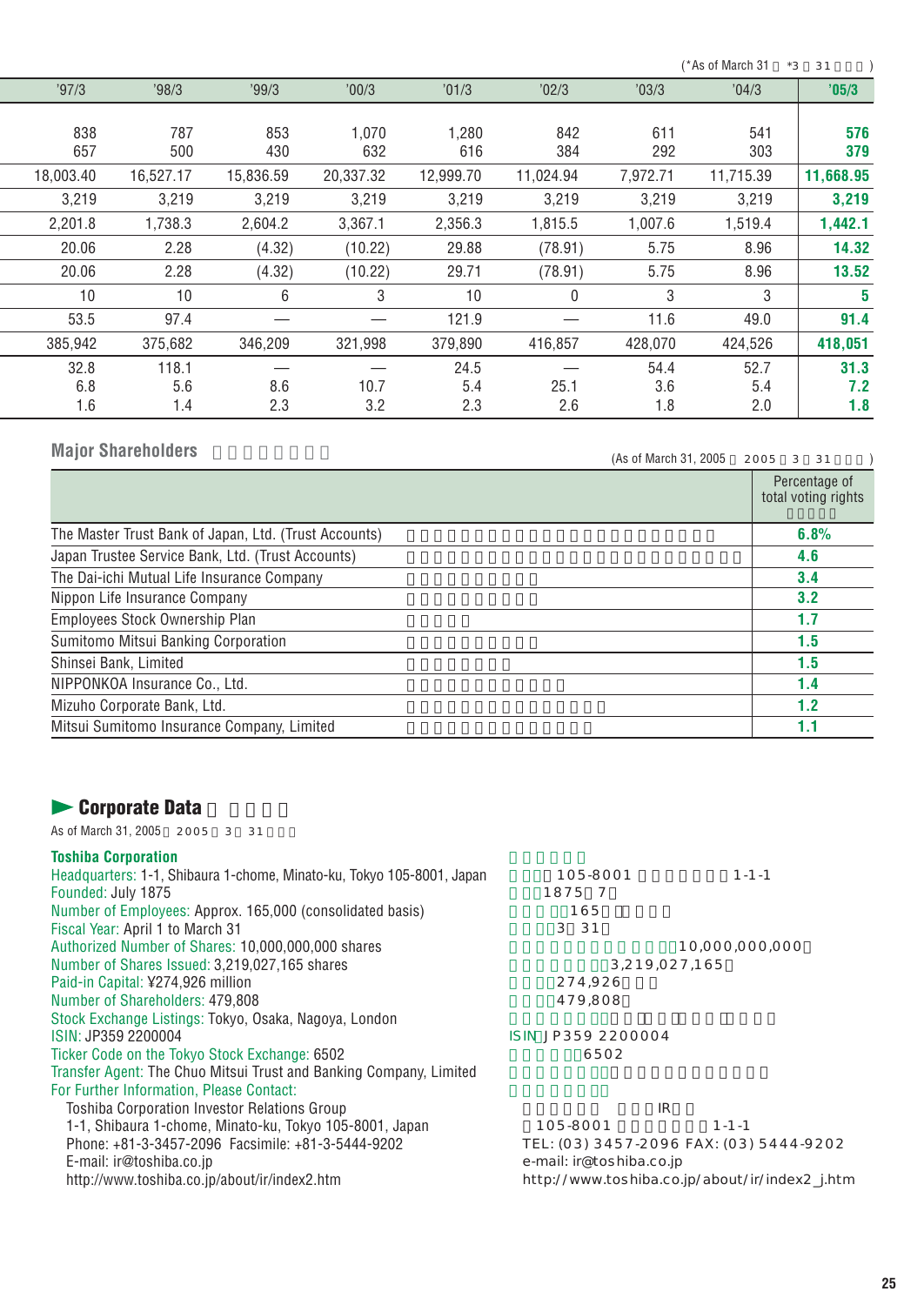(*As of March 31 *3 31 )

| '97/3 | '98/3 | '99/3 | '00/3 | '01/3 | '02/3 | '03/3 | '04/3 | **'05/3** |
|---|---|---|---|---|---|---|---|---|
| 838 | 787 | 853 | 1,070 | 1,280 | 842 | 611 | 541 | **576** |
| 657 | 500 | 430 | 632 | 616 | 384 | 292 | 303 | **379** |
| 18,003.40 | 16,527.17 | 15,836.59 | 20,337.32 | 12,999.70 | 11,024.94 | 7,972.71 | 11,715.39 | **11,668.95** |
| 3,219 | 3,219 | 3,219 | 3,219 | 3,219 | 3,219 | 3,219 | 3,219 | **3,219** |
| 2,201.8 | 1,738.3 | 2,604.2 | 3,367.1 | 2,356.3 | 1,815.5 | 1,007.6 | 1,519.4 | **1,442.1** |
| 20.06 | 2.28 | (4.32) | (10.22) | 29.88 | (78.91) | 5.75 | 8.96 | **14.32** |
| 20.06 | 2.28 | (4.32) | (10.22) | 29.71 | (78.91) | 5.75 | 8.96 | **13.52** |
| 10 | 10 | 6 | 3 | 10 | 0 | 3 | 3 | **5** |
| 53.5 | 97.4 | — | — | 121.9 | — | 11.6 | 49.0 | **91.4** |
| 385,942 | 375,682 | 346,209 | 321,998 | 379,890 | 416,857 | 428,070 | 424,526 | **418,051** |
| 32.8 | 118.1 | — | — | 24.5 | — | 54.4 | 52.7 | **31.3** |
| 6.8 | 5.6 | 8.6 | 10.7 | 5.4 | 25.1 | 3.6 | 5.4 | **7.2** |
| 1.6 | 1.4 | 2.3 | 3.2 | 2.3 | 2.6 | 1.8 | 2.0 | **1.8** |

## Major Shareholders

(As of March 31, 2005 2005 3 31 )

| | Percentage of total voting rights |
|---|---|
| The Master Trust Bank of Japan, Ltd. (Trust Accounts) | **6.8%** |
| Japan Trustee Service Bank, Ltd. (Trust Accounts) | **4.6** |
| The Dai-ichi Mutual Life Insurance Company | **3.4** |
| Nippon Life Insurance Company | **3.2** |
| Employees Stock Ownership Plan | **1.7** |
| Sumitomo Mitsui Banking Corporation | **1.5** |
| Shinsei Bank, Limited | **1.5** |
| NIPPONKOA Insurance Co., Ltd. | **1.4** |
| Mizuho Corporate Bank, Ltd. | **1.2** |
| Mitsui Sumitomo Insurance Company, Limited | **1.1** |

## Corporate Data

As of March 31, 2005 2005 3 31

**Toshiba Corporation**

Headquarters: 1-1, Shibaura 1-chome, Minato-ku, Tokyo 105-8001, Japan
Founded: July 1875
Number of Employees: Approx. 165,000 (consolidated basis)
Fiscal Year: April 1 to March 31
Authorized Number of Shares: 10,000,000,000 shares
Number of Shares Issued: 3,219,027,165 shares
Paid-in Capital: ¥274,926 million
Number of Shareholders: 479,808
Stock Exchange Listings: Tokyo, Osaka, Nagoya, London
ISIN: JP359 2200004
Ticker Code on the Tokyo Stock Exchange: 6502
Transfer Agent: The Chuo Mitsui Trust and Banking Company, Limited
For Further Information, Please Contact:
Toshiba Corporation Investor Relations Group
1-1, Shibaura 1-chome, Minato-ku, Tokyo 105-8001, Japan
Phone: +81-3-3457-2096 Facsimile: +81-3-5444-9202
E-mail: ir@toshiba.co.jp
http://www.toshiba.co.jp/about/ir/index2.htm

105-8001 1-1-1
1875 7
165
3 31
10,000,000,000
3,219,027,165
274,926
479,808
ISIN JP359 2200004
6502
IR
105-8001 1-1-1
TEL: (03) 3457-2096 FAX: (03) 5444-9202
e-mail: ir@toshiba.co.jp
http://www.toshiba.co.jp/about/ir/index2_j.htm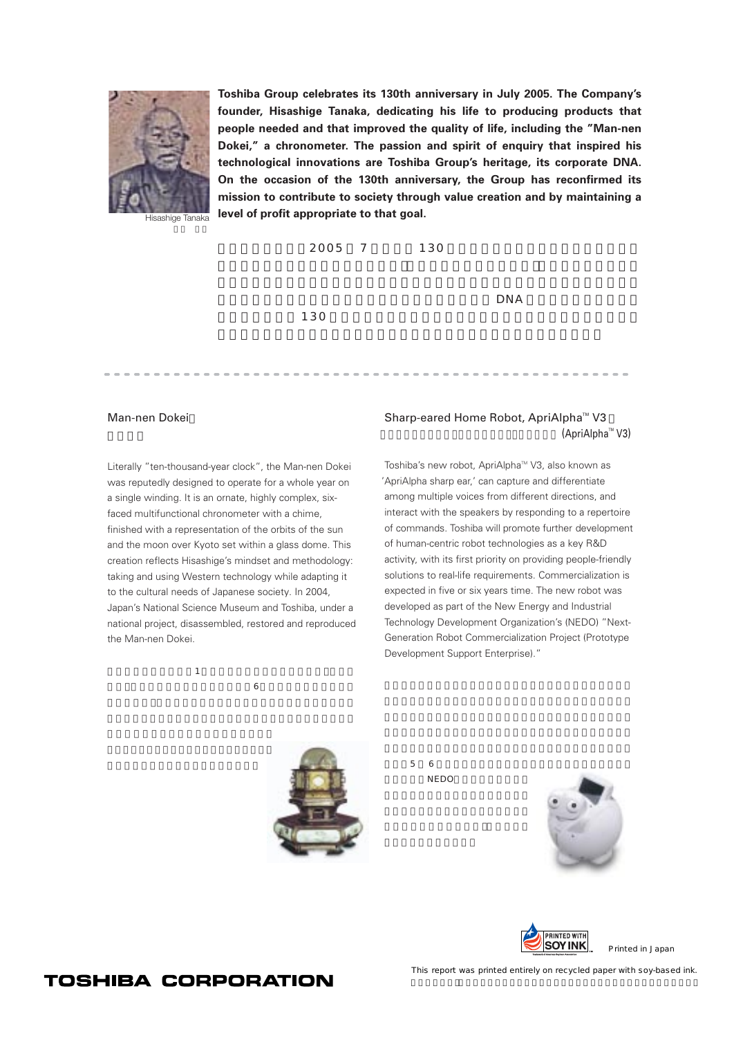Hisashige Tanaka

**Toshiba Group celebrates its 130th anniversary in July 2005. The Company's founder, Hisashige Tanaka, dedicating his life to producing products that people needed and that improved the quality of life, including the "Man-nen Dokei," a chronometer. The passion and spirit of enquiry that inspired his technological innovations are Toshiba Group's heritage, its corporate DNA. On the occasion of the 130th anniversary, the Group has reconfirmed its mission to contribute to society through value creation and by maintaining a level of profit appropriate to that goal.**

2005 7 130

DNA

130

## Man-nen Dokei

Literally "ten-thousand-year clock", the Man-nen Dokei was reputedly designed to operate for a whole year on a single winding. It is an ornate, highly complex, six-faced multifunctional chronometer with a chime, finished with a representation of the orbits of the sun and the moon over Kyoto set within a glass dome. This creation reflects Hisashige's mindset and methodology: taking and using Western technology while adapting it to the cultural needs of Japanese society. In 2004, Japan's National Science Museum and Toshiba, under a national project, disassembled, restored and reproduced the Man-nen Dokei.

1 6

## Sharp-eared Home Robot, ApriAlpha™ V3

(ApriAlpha™ V3)

Toshiba's new robot, ApriAlpha™ V3, also known as 'ApriAlpha sharp ear,' can capture and differentiate among multiple voices from different directions, and interact with the speakers by responding to a repertoire of commands. Toshiba will promote further development of human-centric robot technologies as a key R&D activity, with its first priority on providing people-friendly solutions to real-life requirements. Commercialization is expected in five or six years time. The new robot was developed as part of the New Energy and Industrial Technology Development Organization's (NEDO) "Next-Generation Robot Commercialization Project (Prototype Development Support Enterprise)."

5 6

NEDO

Printed in Japan

This report was printed entirely on recycled paper with soy-based ink.

**TOSHIBA CORPORATION**